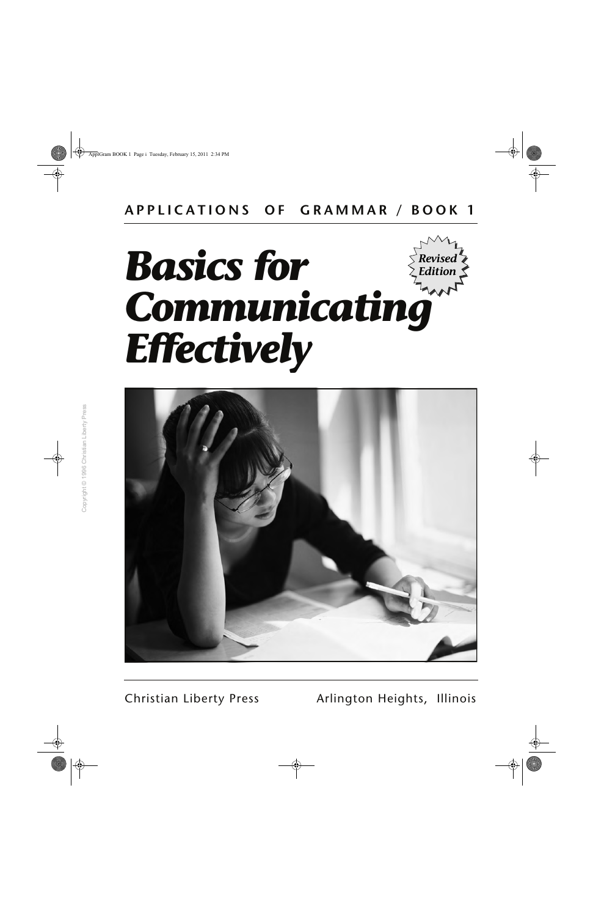APPLICATIONS OF GRAMMAR / BOOK 1

# *Basics for Communicating Effectively*

*Revised Edition*

Christian Liberty Press Arlington Heights, Illinois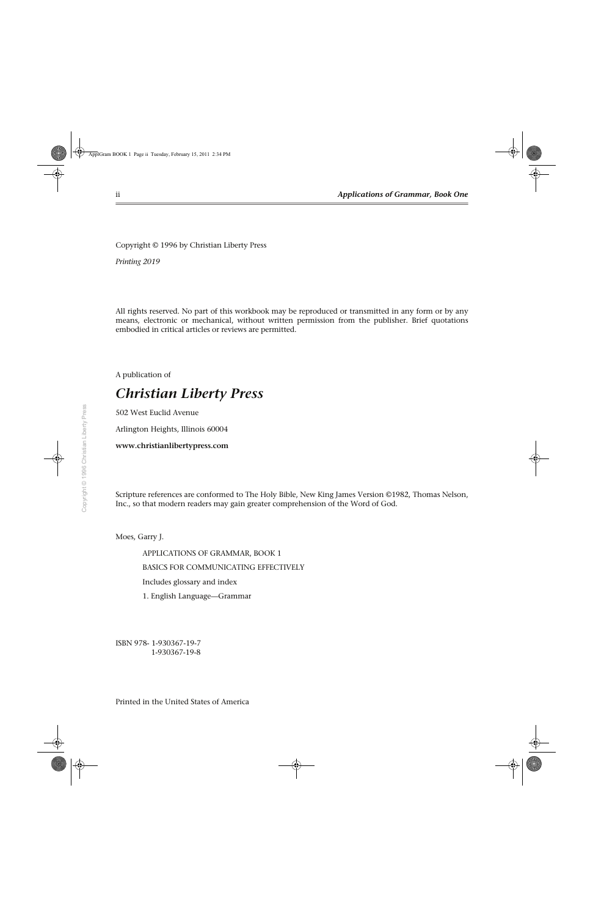Copyright © 1996 by Christian Liberty Press

*Printing 2019*

All rights reserved. No part of this workbook may be reproduced or transmitted in any form or by any means, electronic or mechanical, without written permission from the publisher. Brief quotations embodied in critical articles or reviews are permitted.

A publication of

# *Christian Liberty Press*

502 West Euclid Avenue

Arlington Heights, Illinois 60004

**www.christianlibertypress.com**

Scripture references are conformed to The Holy Bible, New King James Version ©1982, Thomas Nelson, Inc., so that modern readers may gain greater comprehension of the Word of God.

Moes, Garry J.

APPLICATIONS OF GRAMMAR, BOOK 1

BASICS FOR COMMUNICATING EFFECTIVELY

Includes glossary and index

1. English Language—Grammar

ISBN 978- 1-930367-19-7
1-930367-19-8

Printed in the United States of America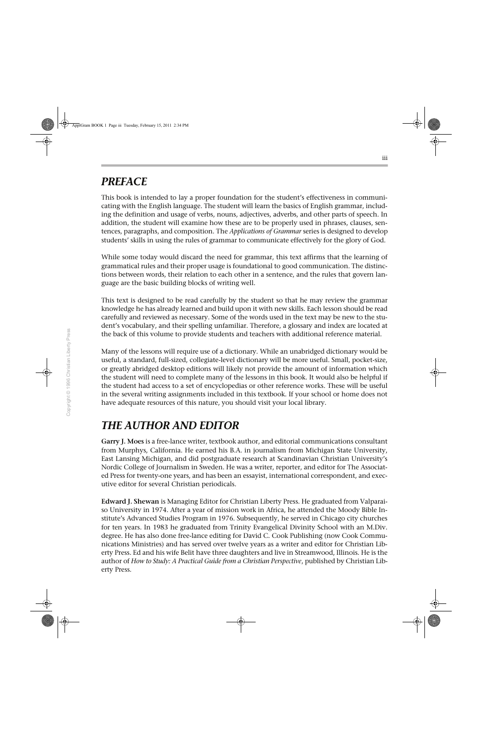## *PREFACE*

This book is intended to lay a proper foundation for the student's effectiveness in communicating with the English language. The student will learn the basics of English grammar, including the definition and usage of verbs, nouns, adjectives, adverbs, and other parts of speech. In addition, the student will examine how these are to be properly used in phrases, clauses, sentences, paragraphs, and composition. The *Applications of Grammar* series is designed to develop students' skills in using the rules of grammar to communicate effectively for the glory of God.

While some today would discard the need for grammar, this text affirms that the learning of grammatical rules and their proper usage is foundational to good communication. The distinctions between words, their relation to each other in a sentence, and the rules that govern language are the basic building blocks of writing well.

This text is designed to be read carefully by the student so that he may review the grammar knowledge he has already learned and build upon it with new skills. Each lesson should be read carefully and reviewed as necessary. Some of the words used in the text may be new to the student's vocabulary, and their spelling unfamiliar. Therefore, a glossary and index are located at the back of this volume to provide students and teachers with additional reference material.

Many of the lessons will require use of a dictionary. While an unabridged dictionary would be useful, a standard, full-sized, collegiate-level dictionary will be more useful. Small, pocket-size, or greatly abridged desktop editions will likely not provide the amount of information which the student will need to complete many of the lessons in this book. It would also be helpful if the student had access to a set of encyclopedias or other reference works. These will be useful in the several writing assignments included in this textbook. If your school or home does not have adequate resources of this nature, you should visit your local library.

## *THE AUTHOR AND EDITOR*

**Garry J. Moes** is a free-lance writer, textbook author, and editorial communications consultant from Murphys, California. He earned his B.A. in journalism from Michigan State University, East Lansing Michigan, and did postgraduate research at Scandinavian Christian University's Nordic College of Journalism in Sweden. He was a writer, reporter, and editor for The Associated Press for twenty-one years, and has been an essayist, international correspondent, and executive editor for several Christian periodicals.

**Edward J. Shewan** is Managing Editor for Christian Liberty Press. He graduated from Valparaiso University in 1974. After a year of mission work in Africa, he attended the Moody Bible Institute's Advanced Studies Program in 1976. Subsequently, he served in Chicago city churches for ten years. In 1983 he graduated from Trinity Evangelical Divinity School with an M.Div. degree. He has also done free-lance editing for David C. Cook Publishing (now Cook Communications Ministries) and has served over twelve years as a writer and editor for Christian Liberty Press. Ed and his wife Belit have three daughters and live in Streamwood, Illinois. He is the author of *How to Study: A Practical Guide from a Christian Perspective*, published by Christian Liberty Press.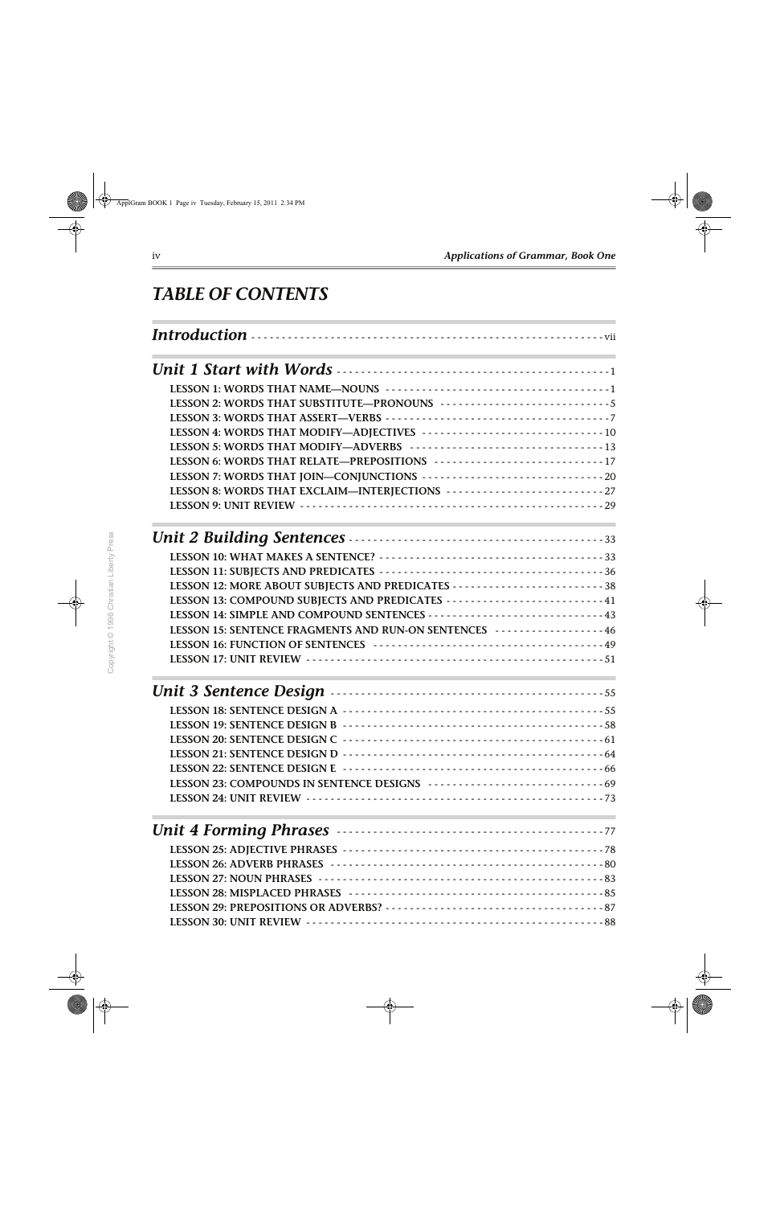# TABLE OF CONTENTS

## *Introduction* ................ vii

## *Unit 1 Start with Words* ................ 1

- LESSON 1: WORDS THAT NAME—NOUNS ................ 1
- LESSON 2: WORDS THAT SUBSTITUTE—PRONOUNS ................ 5
- LESSON 3: WORDS THAT ASSERT—VERBS ................ 7
- LESSON 4: WORDS THAT MODIFY—ADJECTIVES ................ 10
- LESSON 5: WORDS THAT MODIFY—ADVERBS ................ 13
- LESSON 6: WORDS THAT RELATE—PREPOSITIONS ................ 17
- LESSON 7: WORDS THAT JOIN—CONJUNCTIONS ................ 20
- LESSON 8: WORDS THAT EXCLAIM—INTERJECTIONS ................ 27
- LESSON 9: UNIT REVIEW ................ 29

## *Unit 2 Building Sentences* ................ 33

- LESSON 10: WHAT MAKES A SENTENCE? ................ 33
- LESSON 11: SUBJECTS AND PREDICATES ................ 36
- LESSON 12: MORE ABOUT SUBJECTS AND PREDICATES ................ 38
- LESSON 13: COMPOUND SUBJECTS AND PREDICATES ................ 41
- LESSON 14: SIMPLE AND COMPOUND SENTENCES ................ 43
- LESSON 15: SENTENCE FRAGMENTS AND RUN-ON SENTENCES ................ 46
- LESSON 16: FUNCTION OF SENTENCES ................ 49
- LESSON 17: UNIT REVIEW ................ 51

## *Unit 3 Sentence Design* ................ 55

- LESSON 18: SENTENCE DESIGN A ................ 55
- LESSON 19: SENTENCE DESIGN B ................ 58
- LESSON 20: SENTENCE DESIGN C ................ 61
- LESSON 21: SENTENCE DESIGN D ................ 64
- LESSON 22: SENTENCE DESIGN E ................ 66
- LESSON 23: COMPOUNDS IN SENTENCE DESIGNS ................ 69
- LESSON 24: UNIT REVIEW ................ 73

## *Unit 4 Forming Phrases* ................ 77

- LESSON 25: ADJECTIVE PHRASES ................ 78
- LESSON 26: ADVERB PHRASES ................ 80
- LESSON 27: NOUN PHRASES ................ 83
- LESSON 28: MISPLACED PHRASES ................ 85
- LESSON 29: PREPOSITIONS OR ADVERBS? ................ 87
- LESSON 30: UNIT REVIEW ................ 88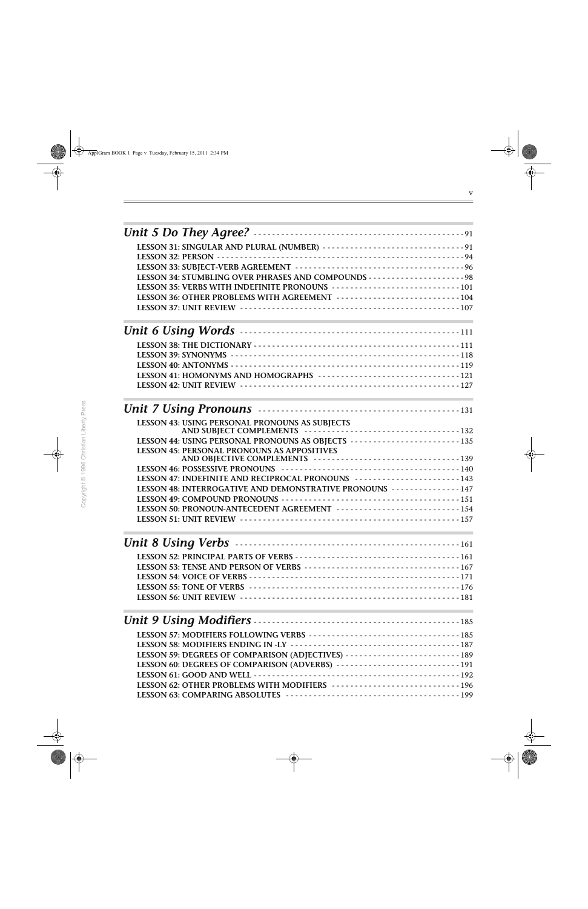## *Unit 5 Do They Agree?* - - - - - - - - - - 91

LESSON 31: SINGULAR AND PLURAL (NUMBER) - - - - - - - - - - 91
LESSON 32: PERSON - - - - - - - - - - 94
LESSON 33: SUBJECT-VERB AGREEMENT - - - - - - - - - - 96
LESSON 34: STUMBLING OVER PHRASES AND COMPOUNDS - - - - - - - - - - 98
LESSON 35: VERBS WITH INDEFINITE PRONOUNS - - - - - - - - - - 101
LESSON 36: OTHER PROBLEMS WITH AGREEMENT - - - - - - - - - - 104
LESSON 37: UNIT REVIEW - - - - - - - - - - 107

## *Unit 6 Using Words* - - - - - - - - - - 111

LESSON 38: THE DICTIONARY - - - - - - - - - - 111
LESSON 39: SYNONYMS - - - - - - - - - - 118
LESSON 40: ANTONYMS - - - - - - - - - - 119
LESSON 41: HOMONYMS AND HOMOGRAPHS - - - - - - - - - - 121
LESSON 42: UNIT REVIEW - - - - - - - - - - 127

## *Unit 7 Using Pronouns* - - - - - - - - - - 131

LESSON 43: USING PERSONAL PRONOUNS AS SUBJECTS AND SUBJECT COMPLEMENTS - - - - - - - - - - 132
LESSON 44: USING PERSONAL PRONOUNS AS OBJECTS - - - - - - - - - - 135
LESSON 45: PERSONAL PRONOUNS AS APPOSITIVES AND OBJECTIVE COMPLEMENTS - - - - - - - - - - 139
LESSON 46: POSSESSIVE PRONOUNS - - - - - - - - - - 140
LESSON 47: INDEFINITE AND RECIPROCAL PRONOUNS - - - - - - - - - - 143
LESSON 48: INTERROGATIVE AND DEMONSTRATIVE PRONOUNS - - - - - - - - - - 147
LESSON 49: COMPOUND PRONOUNS - - - - - - - - - - 151
LESSON 50: PRONOUN-ANTECEDENT AGREEMENT - - - - - - - - - - 154
LESSON 51: UNIT REVIEW - - - - - - - - - - 157

## *Unit 8 Using Verbs* - - - - - - - - - - 161

LESSON 52: PRINCIPAL PARTS OF VERBS - - - - - - - - - - 161
LESSON 53: TENSE AND PERSON OF VERBS - - - - - - - - - - 167
LESSON 54: VOICE OF VERBS - - - - - - - - - - 171
LESSON 55: TONE OF VERBS - - - - - - - - - - 176
LESSON 56: UNIT REVIEW - - - - - - - - - - 181

## *Unit 9 Using Modifiers* - - - - - - - - - - 185

LESSON 57: MODIFIERS FOLLOWING VERBS - - - - - - - - - - 185
LESSON 58: MODIFIERS ENDING IN -LY - - - - - - - - - - 187
LESSON 59: DEGREES OF COMPARISON (ADJECTIVES) - - - - - - - - - - 189
LESSON 60: DEGREES OF COMPARISON (ADVERBS) - - - - - - - - - - 191
LESSON 61: GOOD AND WELL - - - - - - - - - - 192
LESSON 62: OTHER PROBLEMS WITH MODIFIERS - - - - - - - - - - 196
LESSON 63: COMPARING ABSOLUTES - - - - - - - - - - 199

Copyright © 1996 Christian Liberty Press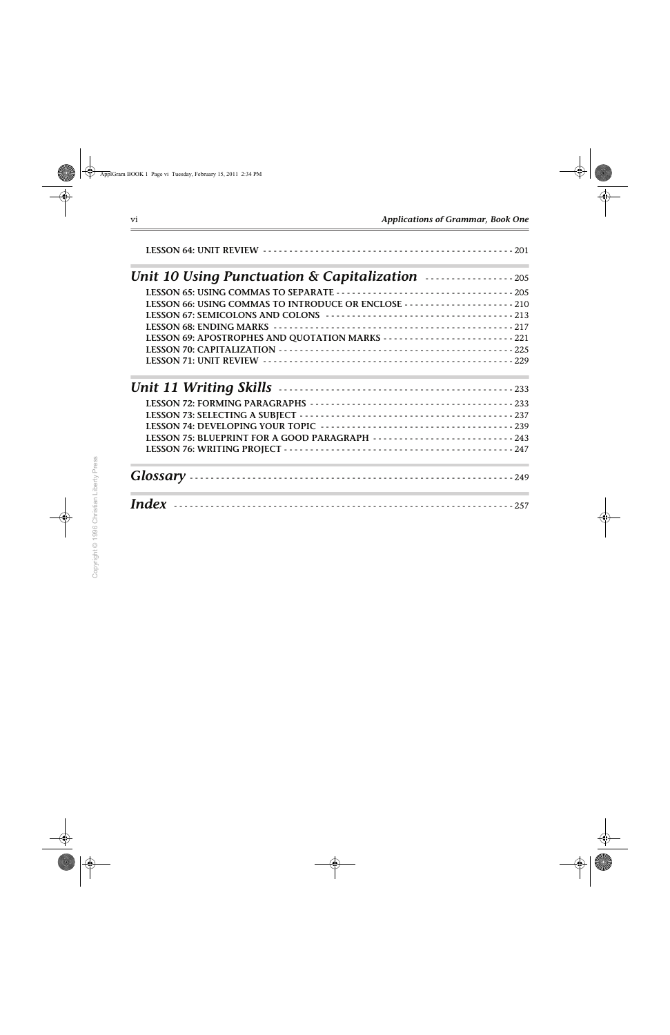LESSON 64: UNIT REVIEW ---- 201

## *Unit 10 Using Punctuation & Capitalization* ---- 205

LESSON 65: USING COMMAS TO SEPARATE ---- 205
LESSON 66: USING COMMAS TO INTRODUCE OR ENCLOSE ---- 210
LESSON 67: SEMICOLONS AND COLONS ---- 213
LESSON 68: ENDING MARKS ---- 217
LESSON 69: APOSTROPHES AND QUOTATION MARKS ---- 221
LESSON 70: CAPITALIZATION ---- 225
LESSON 71: UNIT REVIEW ---- 229

## *Unit 11 Writing Skills* ---- 233

LESSON 72: FORMING PARAGRAPHS ---- 233
LESSON 73: SELECTING A SUBJECT ---- 237
LESSON 74: DEVELOPING YOUR TOPIC ---- 239
LESSON 75: BLUEPRINT FOR A GOOD PARAGRAPH ---- 243
LESSON 76: WRITING PROJECT ---- 247

## *Glossary* ---- 249

## *Index* ---- 257

Copyright © 1996 Christian Liberty Press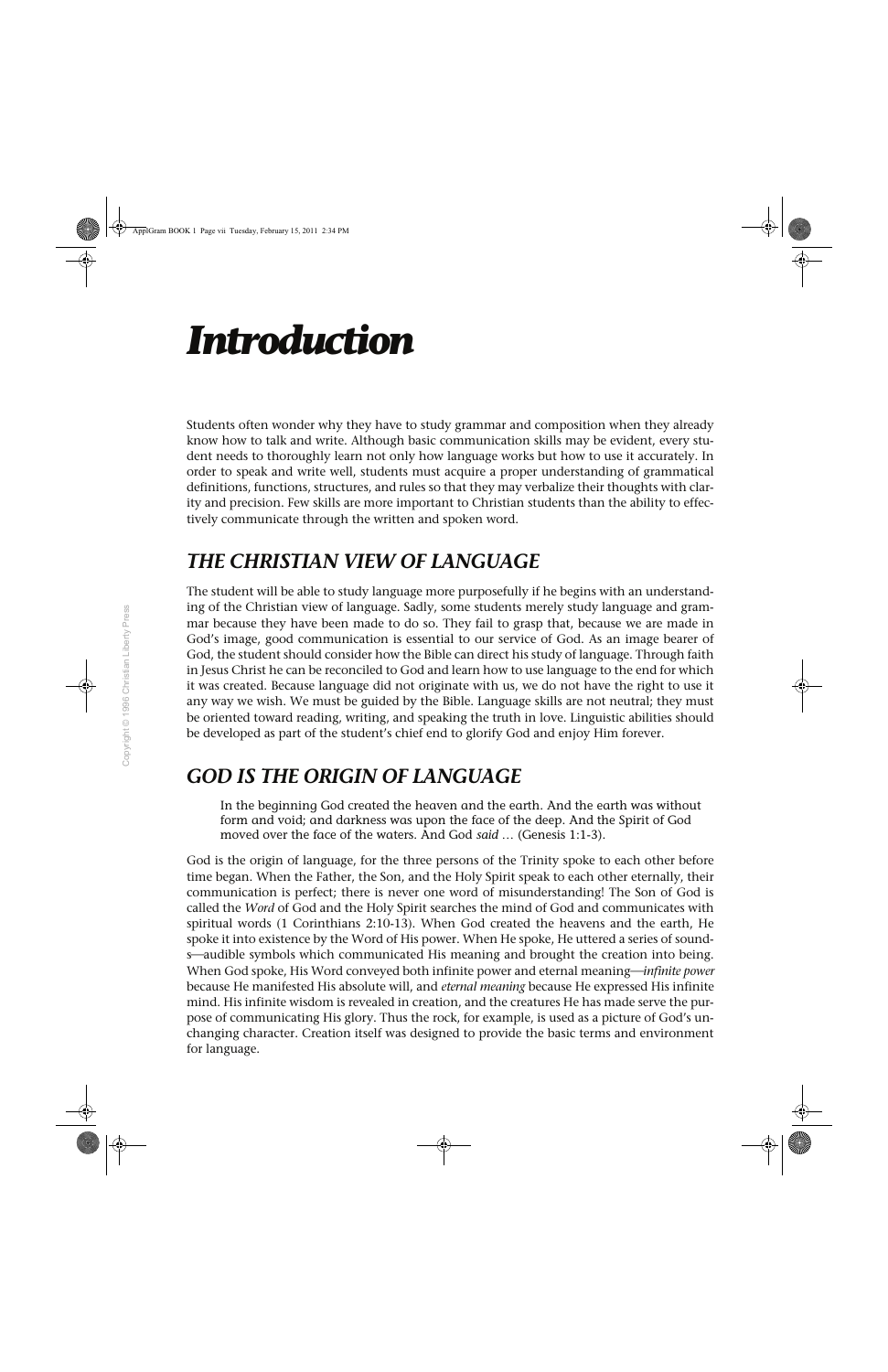# *Introduction*

Students often wonder why they have to study grammar and composition when they already know how to talk and write. Although basic communication skills may be evident, every student needs to thoroughly learn not only how language works but how to use it accurately. In order to speak and write well, students must acquire a proper understanding of grammatical definitions, functions, structures, and rules so that they may verbalize their thoughts with clarity and precision. Few skills are more important to Christian students than the ability to effectively communicate through the written and spoken word.

## *THE CHRISTIAN VIEW OF LANGUAGE*

The student will be able to study language more purposefully if he begins with an understanding of the Christian view of language. Sadly, some students merely study language and grammar because they have been made to do so. They fail to grasp that, because we are made in God's image, good communication is essential to our service of God. As an image bearer of God, the student should consider how the Bible can direct his study of language. Through faith in Jesus Christ he can be reconciled to God and learn how to use language to the end for which it was created. Because language did not originate with us, we do not have the right to use it any way we wish. We must be guided by the Bible. Language skills are not neutral; they must be oriented toward reading, writing, and speaking the truth in love. Linguistic abilities should be developed as part of the student's chief end to glorify God and enjoy Him forever.

## *GOD IS THE ORIGIN OF LANGUAGE*

> In the beginning God created the heaven and the earth. And the earth was without form and void; and darkness was upon the face of the deep. And the Spirit of God moved over the face of the waters. And God *said* … (Genesis 1:1-3).

God is the origin of language, for the three persons of the Trinity spoke to each other before time began. When the Father, the Son, and the Holy Spirit speak to each other eternally, their communication is perfect; there is never one word of misunderstanding! The Son of God is called the *Word* of God and the Holy Spirit searches the mind of God and communicates with spiritual words (1 Corinthians 2:10-13). When God created the heavens and the earth, He spoke it into existence by the Word of His power. When He spoke, He uttered a series of sounds—audible symbols which communicated His meaning and brought the creation into being. When God spoke, His Word conveyed both infinite power and eternal meaning—*infinite power* because He manifested His absolute will, and *eternal meaning* because He expressed His infinite mind. His infinite wisdom is revealed in creation, and the creatures He has made serve the purpose of communicating His glory. Thus the rock, for example, is used as a picture of God's unchanging character. Creation itself was designed to provide the basic terms and environment for language.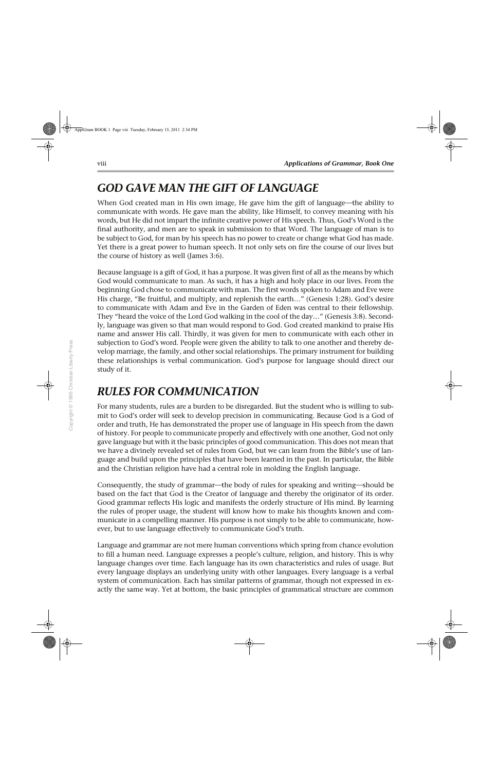## *GOD GAVE MAN THE GIFT OF LANGUAGE*

When God created man in His own image, He gave him the gift of language—the ability to communicate with words. He gave man the ability, like Himself, to convey meaning with his words, but He did not impart the infinite creative power of His speech. Thus, God's Word is the final authority, and men are to speak in submission to that Word. The language of man is to be subject to God, for man by his speech has no power to create or change what God has made. Yet there is a great power to human speech. It not only sets on fire the course of our lives but the course of history as well (James 3:6).

Because language is a gift of God, it has a purpose. It was given first of all as the means by which God would communicate to man. As such, it has a high and holy place in our lives. From the beginning God chose to communicate with man. The first words spoken to Adam and Eve were His charge, "Be fruitful, and multiply, and replenish the earth…" (Genesis 1:28). God's desire to communicate with Adam and Eve in the Garden of Eden was central to their fellowship. They "heard the voice of the Lord God walking in the cool of the day…" (Genesis 3:8). Secondly, language was given so that man would respond to God. God created mankind to praise His name and answer His call. Thirdly, it was given for men to communicate with each other in subjection to God's word. People were given the ability to talk to one another and thereby develop marriage, the family, and other social relationships. The primary instrument for building these relationships is verbal communication. God's purpose for language should direct our study of it.

## *RULES FOR COMMUNICATION*

For many students, rules are a burden to be disregarded. But the student who is willing to submit to God's order will seek to develop precision in communicating. Because God is a God of order and truth, He has demonstrated the proper use of language in His speech from the dawn of history. For people to communicate properly and effectively with one another, God not only gave language but with it the basic principles of good communication. This does not mean that we have a divinely revealed set of rules from God, but we can learn from the Bible's use of language and build upon the principles that have been learned in the past. In particular, the Bible and the Christian religion have had a central role in molding the English language.

Consequently, the study of grammar—the body of rules for speaking and writing—should be based on the fact that God is the Creator of language and thereby the originator of its order. Good grammar reflects His logic and manifests the orderly structure of His mind. By learning the rules of proper usage, the student will know how to make his thoughts known and communicate in a compelling manner. His purpose is not simply to be able to communicate, however, but to use language effectively to communicate God's truth.

Language and grammar are not mere human conventions which spring from chance evolution to fill a human need. Language expresses a people's culture, religion, and history. This is why language changes over time. Each language has its own characteristics and rules of usage. But every language displays an underlying unity with other languages. Every language is a verbal system of communication. Each has similar patterns of grammar, though not expressed in exactly the same way. Yet at bottom, the basic principles of grammatical structure are common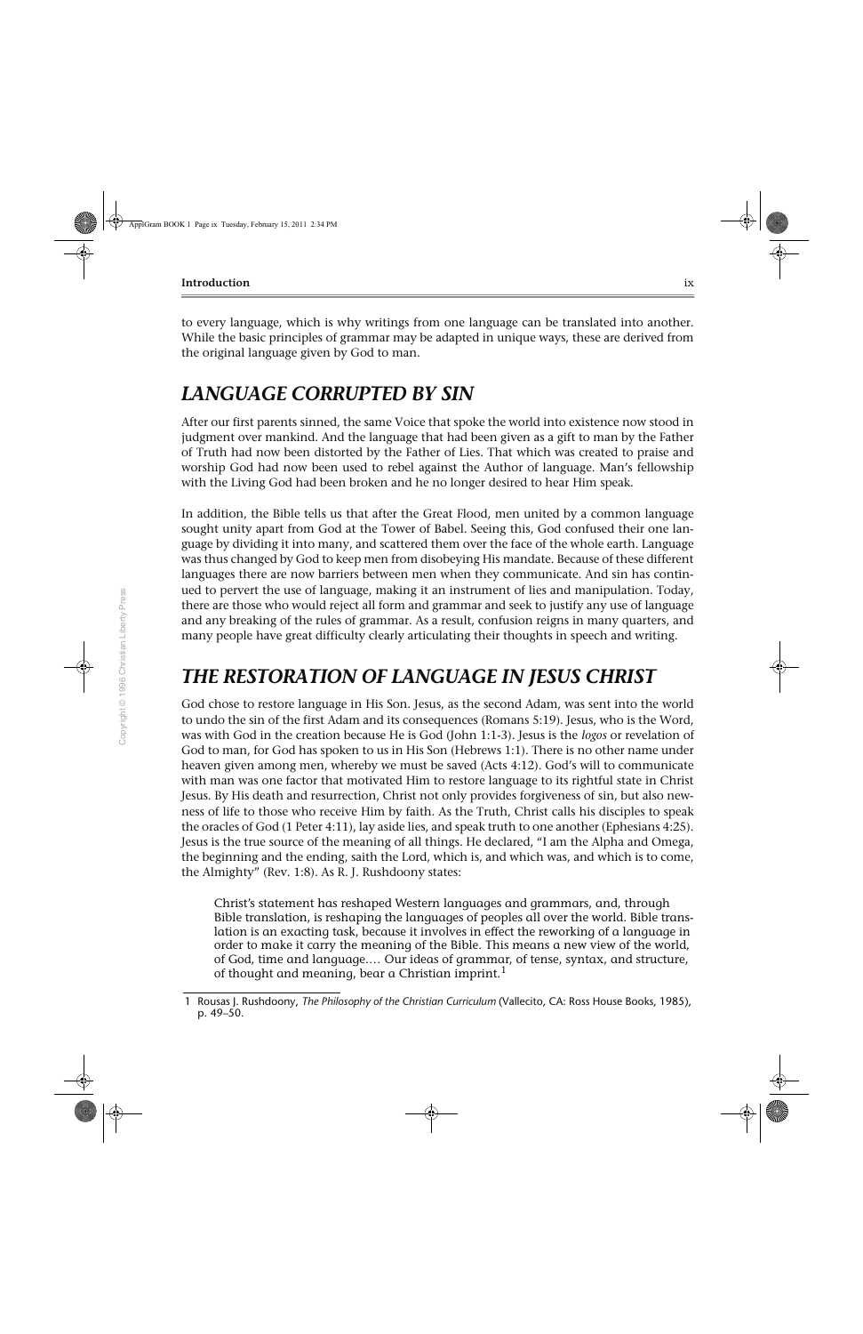to every language, which is why writings from one language can be translated into another. While the basic principles of grammar may be adapted in unique ways, these are derived from the original language given by God to man.

## *LANGUAGE CORRUPTED BY SIN*

After our first parents sinned, the same Voice that spoke the world into existence now stood in judgment over mankind. And the language that had been given as a gift to man by the Father of Truth had now been distorted by the Father of Lies. That which was created to praise and worship God had now been used to rebel against the Author of language. Man's fellowship with the Living God had been broken and he no longer desired to hear Him speak.

In addition, the Bible tells us that after the Great Flood, men united by a common language sought unity apart from God at the Tower of Babel. Seeing this, God confused their one language by dividing it into many, and scattered them over the face of the whole earth. Language was thus changed by God to keep men from disobeying His mandate. Because of these different languages there are now barriers between men when they communicate. And sin has continued to pervert the use of language, making it an instrument of lies and manipulation. Today, there are those who would reject all form and grammar and seek to justify any use of language and any breaking of the rules of grammar. As a result, confusion reigns in many quarters, and many people have great difficulty clearly articulating their thoughts in speech and writing.

## *THE RESTORATION OF LANGUAGE IN JESUS CHRIST*

God chose to restore language in His Son. Jesus, as the second Adam, was sent into the world to undo the sin of the first Adam and its consequences (Romans 5:19). Jesus, who is the Word, was with God in the creation because He is God (John 1:1-3). Jesus is the *logos* or revelation of God to man, for God has spoken to us in His Son (Hebrews 1:1). There is no other name under heaven given among men, whereby we must be saved (Acts 4:12). God's will to communicate with man was one factor that motivated Him to restore language to its rightful state in Christ Jesus. By His death and resurrection, Christ not only provides forgiveness of sin, but also newness of life to those who receive Him by faith. As the Truth, Christ calls his disciples to speak the oracles of God (1 Peter 4:11), lay aside lies, and speak truth to one another (Ephesians 4:25). Jesus is the true source of the meaning of all things. He declared, "I am the Alpha and Omega, the beginning and the ending, saith the Lord, which is, and which was, and which is to come, the Almighty" (Rev. 1:8). As R. J. Rushdoony states:

> Christ's statement has reshaped Western languages and grammars, and, through Bible translation, is reshaping the languages of peoples all over the world. Bible translation is an exacting task, because it involves in effect the reworking of a language in order to make it carry the meaning of the Bible. This means a new view of the world, of God, time and language.… Our ideas of grammar, of tense, syntax, and structure, of thought and meaning, bear a Christian imprint.[1]

1 Rousas J. Rushdoony, *The Philosophy of the Christian Curriculum* (Vallecito, CA: Ross House Books, 1985), p. 49–50.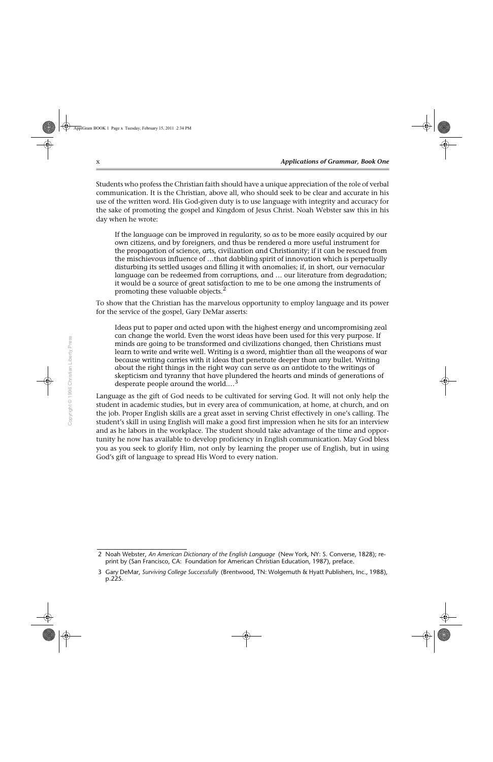Students who profess the Christian faith should have a unique appreciation of the role of verbal communication. It is the Christian, above all, who should seek to be clear and accurate in his use of the written word. His God-given duty is to use language with integrity and accuracy for the sake of promoting the gospel and Kingdom of Jesus Christ. Noah Webster saw this in his day when he wrote:

> If the language can be improved in regularity, so as to be more easily acquired by our own citizens, and by foreigners, and thus be rendered a more useful instrument for the propagation of science, arts, civilization and Christianity; if it can be rescued from the mischievous influence of …that dabbling spirit of innovation which is perpetually disturbing its settled usages and filling it with anomalies; if, in short, our vernacular language can be redeemed from corruptions, and … our literature from degradation; it would be a source of great satisfaction to me to be one among the instruments of promoting these valuable objects.[2]

To show that the Christian has the marvelous opportunity to employ language and its power for the service of the gospel, Gary DeMar asserts:

> Ideas put to paper and acted upon with the highest energy and uncompromising zeal can change the world. Even the worst ideas have been used for this very purpose. If minds are going to be transformed and civilizations changed, then Christians must learn to write and write well. Writing is a sword, mightier than all the weapons of war because writing carries with it ideas that penetrate deeper than any bullet. Writing about the right things in the right way can serve as an antidote to the writings of skepticism and tyranny that have plundered the hearts and minds of generations of desperate people around the world.…[3]

Language as the gift of God needs to be cultivated for serving God. It will not only help the student in academic studies, but in every area of communication, at home, at church, and on the job. Proper English skills are a great asset in serving Christ effectively in one's calling. The student's skill in using English will make a good first impression when he sits for an interview and as he labors in the workplace. The student should take advantage of the time and opportunity he now has available to develop proficiency in English communication. May God bless you as you seek to glorify Him, not only by learning the proper use of English, but in using God's gift of language to spread His Word to every nation.

---

2 Noah Webster, *An American Dictionary of the English Language* (New York, NY: S. Converse, 1828); reprint by (San Francisco, CA: Foundation for American Christian Education, 1987), preface.

3 Gary DeMar, *Surviving College Successfully* (Brentwood, TN: Wolgemuth & Hyatt Publishers, Inc., 1988), p.225.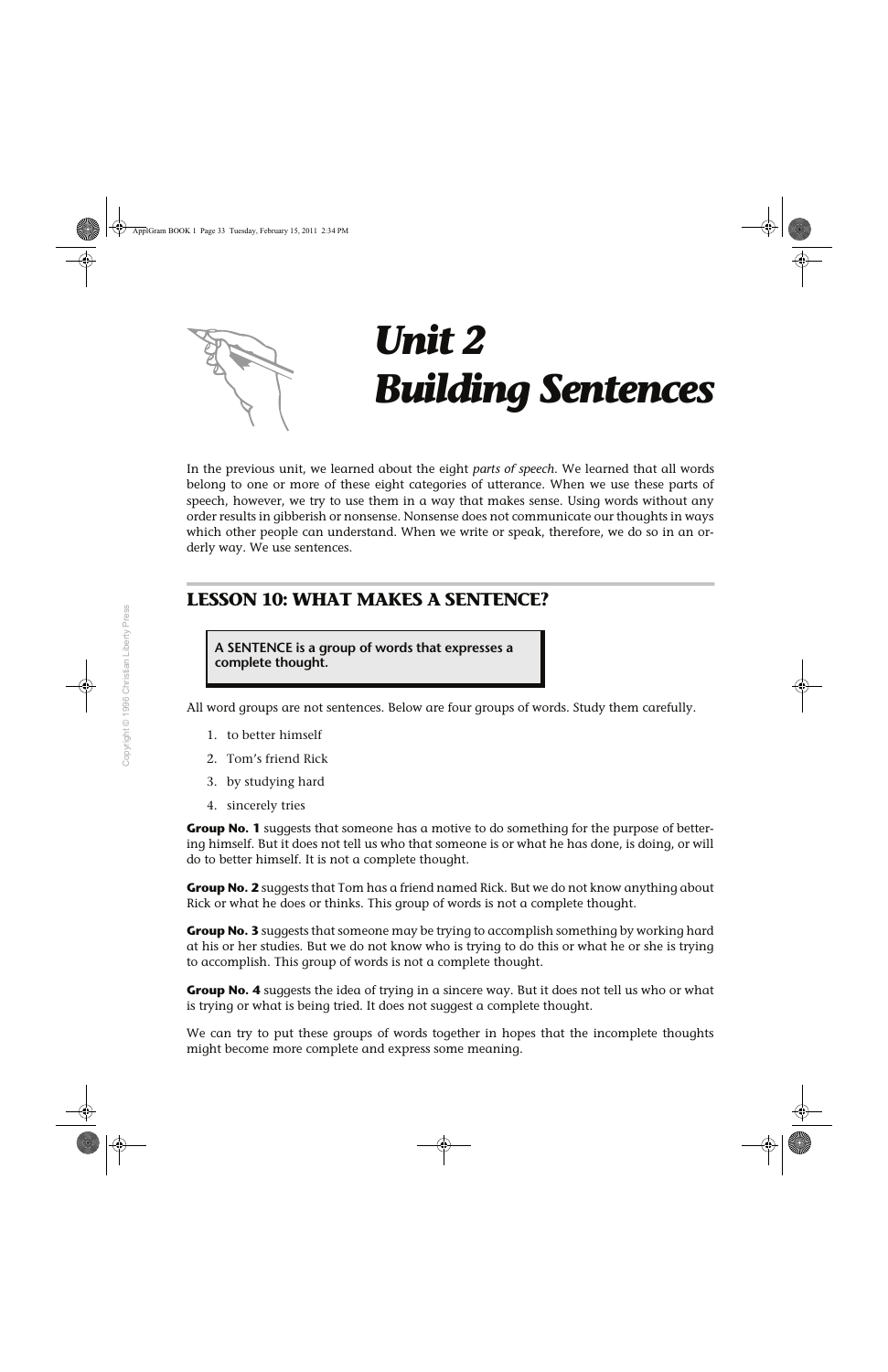# Unit 2
# Building Sentences

In the previous unit, we learned about the eight *parts of speech*. We learned that all words belong to one or more of these eight categories of utterance. When we use these parts of speech, however, we try to use them in a way that makes sense. Using words without any order results in gibberish or nonsense. Nonsense does not communicate our thoughts in ways which other people can understand. When we write or speak, therefore, we do so in an orderly way. We use sentences.

## LESSON 10: WHAT MAKES A SENTENCE?

> **A SENTENCE is a group of words that expresses a complete thought.**

All word groups are not sentences. Below are four groups of words. Study them carefully.

1. to better himself
2. Tom's friend Rick
3. by studying hard
4. sincerely tries

**Group No. 1** suggests that someone has a motive to do something for the purpose of bettering himself. But it does not tell us who that someone is or what he has done, is doing, or will do to better himself. It is not a complete thought.

**Group No. 2** suggests that Tom has a friend named Rick. But we do not know anything about Rick or what he does or thinks. This group of words is not a complete thought.

**Group No. 3** suggests that someone may be trying to accomplish something by working hard at his or her studies. But we do not know who is trying to do this or what he or she is trying to accomplish. This group of words is not a complete thought.

**Group No. 4** suggests the idea of trying in a sincere way. But it does not tell us who or what is trying or what is being tried. It does not suggest a complete thought.

We can try to put these groups of words together in hopes that the incomplete thoughts might become more complete and express some meaning.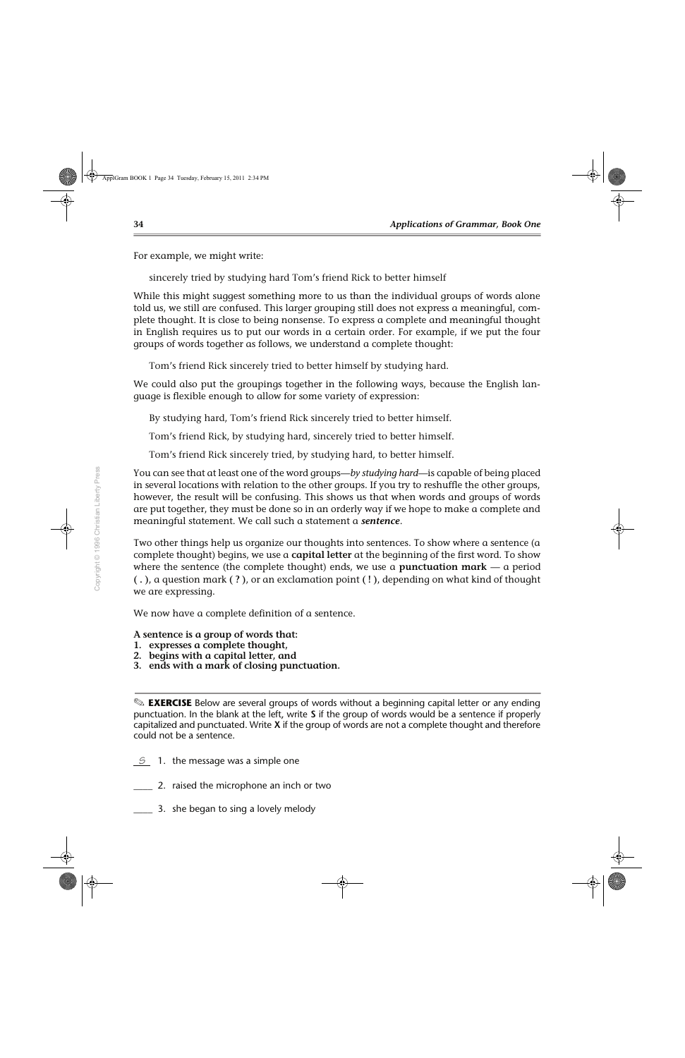For example, we might write:

sincerely tried by studying hard Tom's friend Rick to better himself

While this might suggest something more to us than the individual groups of words alone told us, we still are confused. This larger grouping still does not express a meaningful, complete thought. It is close to being nonsense. To express a complete and meaningful thought in English requires us to put our words in a certain order. For example, if we put the four groups of words together as follows, we understand a complete thought:

Tom's friend Rick sincerely tried to better himself by studying hard.

We could also put the groupings together in the following ways, because the English language is flexible enough to allow for some variety of expression:

By studying hard, Tom's friend Rick sincerely tried to better himself.

Tom's friend Rick, by studying hard, sincerely tried to better himself.

Tom's friend Rick sincerely tried, by studying hard, to better himself.

You can see that at least one of the word groups—*by studying hard*—is capable of being placed in several locations with relation to the other groups. If you try to reshuffle the other groups, however, the result will be confusing. This shows us that when words and groups of words are put together, they must be done so in an orderly way if we hope to make a complete and meaningful statement. We call such a statement a ***sentence***.

Two other things help us organize our thoughts into sentences. To show where a sentence (a complete thought) begins, we use a **capital letter** at the beginning of the first word. To show where the sentence (the complete thought) ends, we use a **punctuation mark** — a period **( . )**, a question mark **( ? )**, or an exclamation point **( ! )**, depending on what kind of thought we are expressing.

We now have a complete definition of a sentence.

**A sentence is a group of words that:**

1. **expresses a complete thought,**
2. **begins with a capital letter, and**
3. **ends with a mark of closing punctuation.**

---

✎ **EXERCISE** Below are several groups of words without a beginning capital letter or any ending punctuation. In the blank at the left, write **S** if the group of words would be a sentence if properly capitalized and punctuated. Write **X** if the group of words are not a complete thought and therefore could not be a sentence.

_S_ 1. the message was a simple one

____ 2. raised the microphone an inch or two

____ 3. she began to sing a lovely melody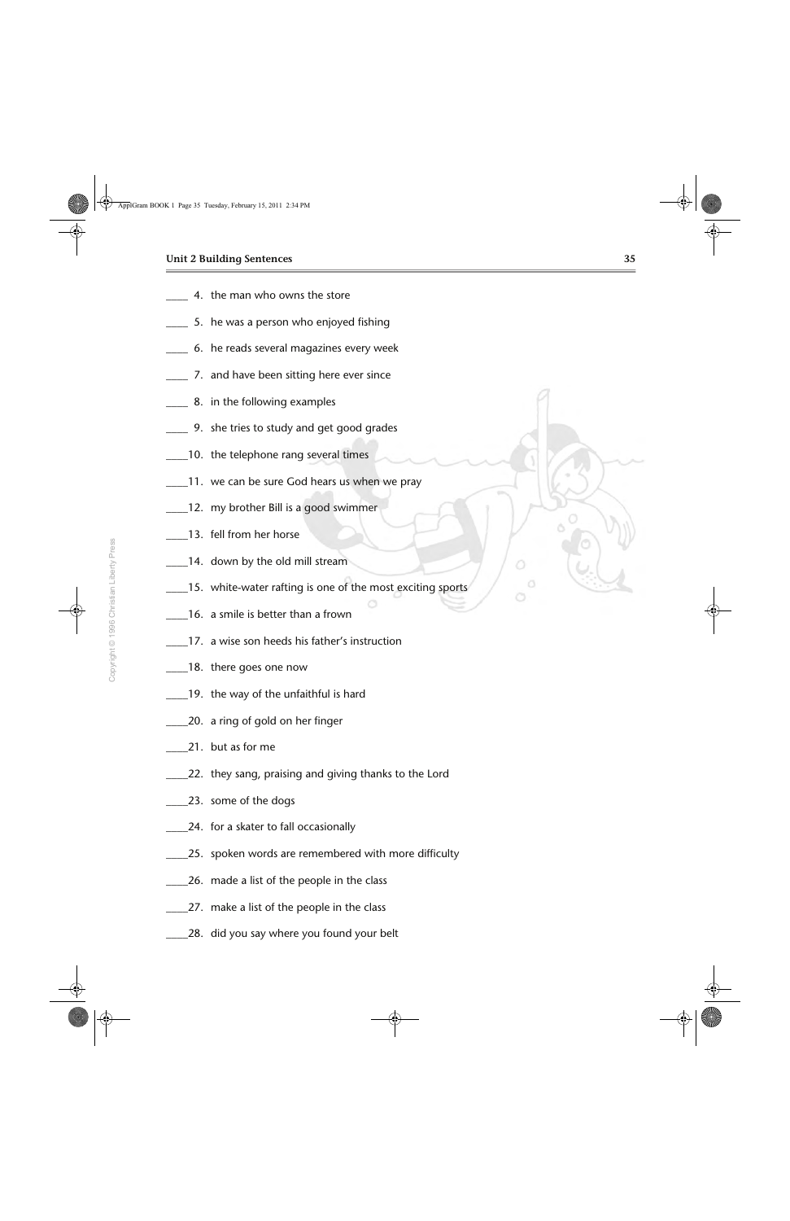____ 4. the man who owns the store

____ 5. he was a person who enjoyed fishing

____ 6. he reads several magazines every week

____ 7. and have been sitting here ever since

____ 8. in the following examples

____ 9. she tries to study and get good grades

____10. the telephone rang several times

____11. we can be sure God hears us when we pray

____12. my brother Bill is a good swimmer

____13. fell from her horse

____14. down by the old mill stream

____15. white-water rafting is one of the most exciting sports

____16. a smile is better than a frown

____17. a wise son heeds his father's instruction

____18. there goes one now

____19. the way of the unfaithful is hard

____20. a ring of gold on her finger

____21. but as for me

____22. they sang, praising and giving thanks to the Lord

____23. some of the dogs

____24. for a skater to fall occasionally

____25. spoken words are remembered with more difficulty

____26. made a list of the people in the class

____27. make a list of the people in the class

____28. did you say where you found your belt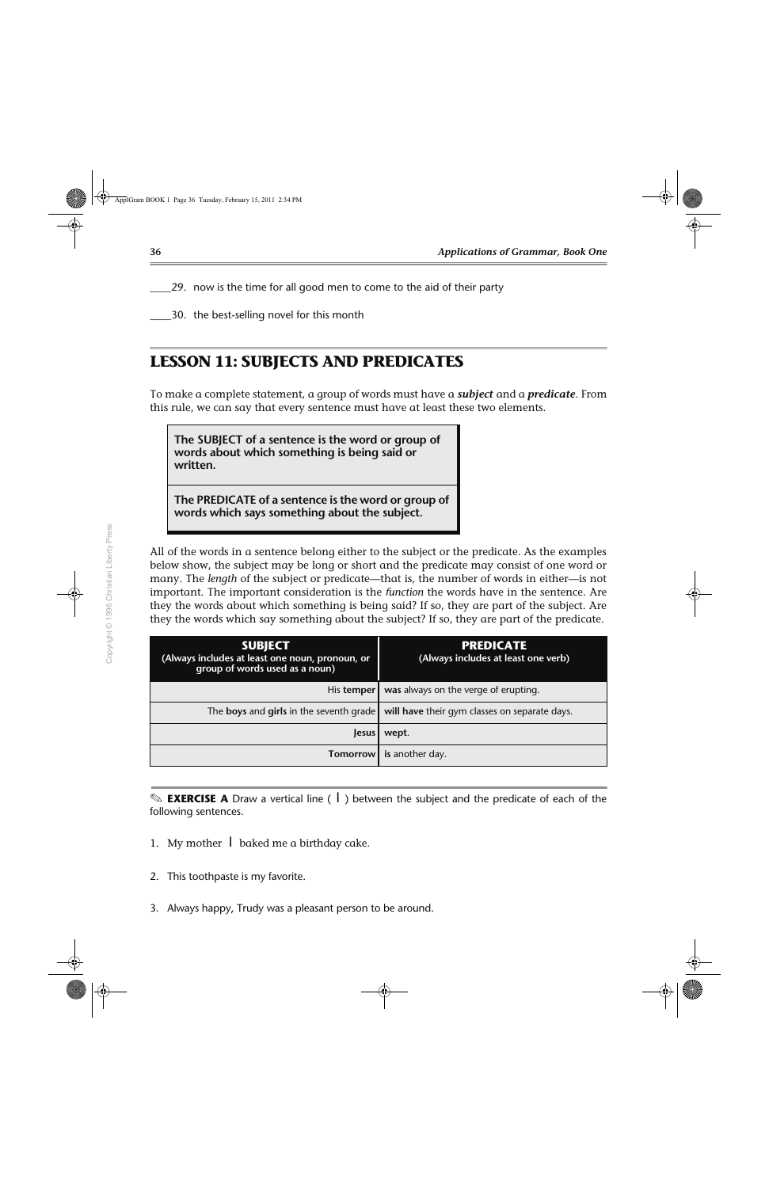____29. now is the time for all good men to come to the aid of their party

____30. the best-selling novel for this month

## LESSON 11: SUBJECTS AND PREDICATES

To make a complete statement, a group of words must have a ***subject*** and a ***predicate***. From this rule, we can say that every sentence must have at least these two elements.

> **The SUBJECT of a sentence is the word or group of words about which something is being said or written.**
>
> **The PREDICATE of a sentence is the word or group of words which says something about the subject.**

All of the words in a sentence belong either to the subject or the predicate. As the examples below show, the subject may be long or short and the predicate may consist of one word or many. The *length* of the subject or predicate—that is, the number of words in either—is not important. The important consideration is the *function* the words have in the sentence. Are they the words about which something is being said? If so, they are part of the subject. Are they the words which say something about the subject? If so, they are part of the predicate.

| **SUBJECT** (Always includes at least one noun, pronoun, or group of words used as a noun) | **PREDICATE** (Always includes at least one verb) |
|---|---|
| His **temper** | **was** always on the verge of erupting. |
| The **boys** and **girls** in the seventh grade | **will have** their gym classes on separate days. |
| **Jesus** | **wept**. |
| **Tomorrow** | **is** another day. |

✎ **EXERCISE A** Draw a vertical line ( | ) between the subject and the predicate of each of the following sentences.

1. My mother | baked me a birthday cake.

2. This toothpaste is my favorite.

3. Always happy, Trudy was a pleasant person to be around.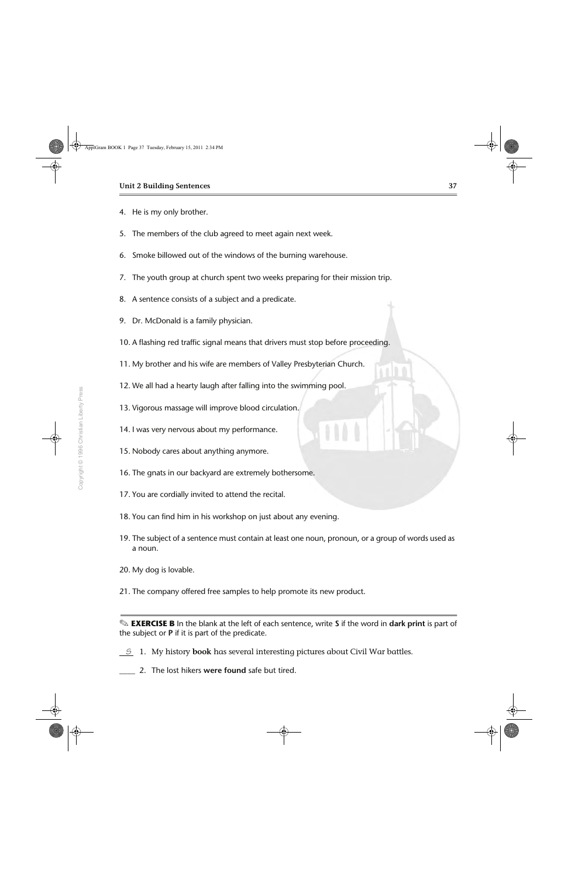4. He is my only brother.

5. The members of the club agreed to meet again next week.

6. Smoke billowed out of the windows of the burning warehouse.

7. The youth group at church spent two weeks preparing for their mission trip.

8. A sentence consists of a subject and a predicate.

9. Dr. McDonald is a family physician.

10. A flashing red traffic signal means that drivers must stop before proceeding.

11. My brother and his wife are members of Valley Presbyterian Church.

12. We all had a hearty laugh after falling into the swimming pool.

13. Vigorous massage will improve blood circulation.

14. I was very nervous about my performance.

15. Nobody cares about anything anymore.

16. The gnats in our backyard are extremely bothersome.

17. You are cordially invited to attend the recital.

18. You can find him in his workshop on just about any evening.

19. The subject of a sentence must contain at least one noun, pronoun, or a group of words used as a noun.

20. My dog is lovable.

21. The company offered free samples to help promote its new product.

✎ **EXERCISE B** In the blank at the left of each sentence, write **S** if the word in **dark print** is part of the subject or **P** if it is part of the predicate.

_S_ 1. My history **book** has several interesting pictures about Civil War battles.

____ 2. The lost hikers **were found** safe but tired.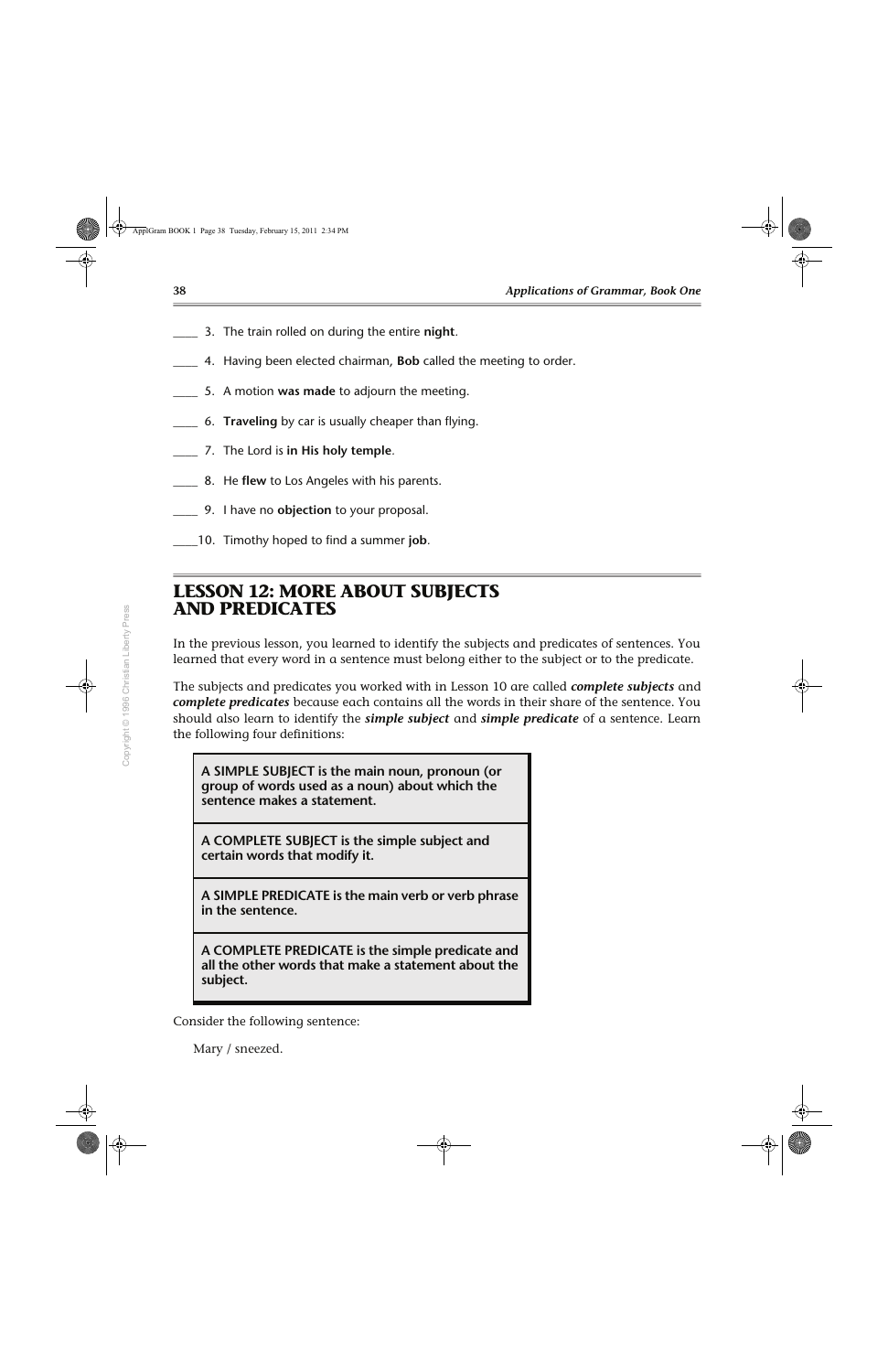____ 3. The train rolled on during the entire **night**.

____ 4. Having been elected chairman, **Bob** called the meeting to order.

____ 5. A motion **was made** to adjourn the meeting.

____ 6. **Traveling** by car is usually cheaper than flying.

____ 7. The Lord is **in His holy temple**.

____ 8. He **flew** to Los Angeles with his parents.

____ 9. I have no **objection** to your proposal.

____10. Timothy hoped to find a summer **job**.

## LESSON 12: MORE ABOUT SUBJECTS AND PREDICATES

In the previous lesson, you learned to identify the subjects and predicates of sentences. You learned that every word in a sentence must belong either to the subject or to the predicate.

The subjects and predicates you worked with in Lesson 10 are called ***complete subjects*** and ***complete predicates*** because each contains all the words in their share of the sentence. You should also learn to identify the ***simple subject*** and ***simple predicate*** of a sentence. Learn the following four definitions:

**A SIMPLE SUBJECT is the main noun, pronoun (or group of words used as a noun) about which the sentence makes a statement.**

**A COMPLETE SUBJECT is the simple subject and certain words that modify it.**

**A SIMPLE PREDICATE is the main verb or verb phrase in the sentence.**

**A COMPLETE PREDICATE is the simple predicate and all the other words that make a statement about the subject.**

Consider the following sentence:

Mary / sneezed.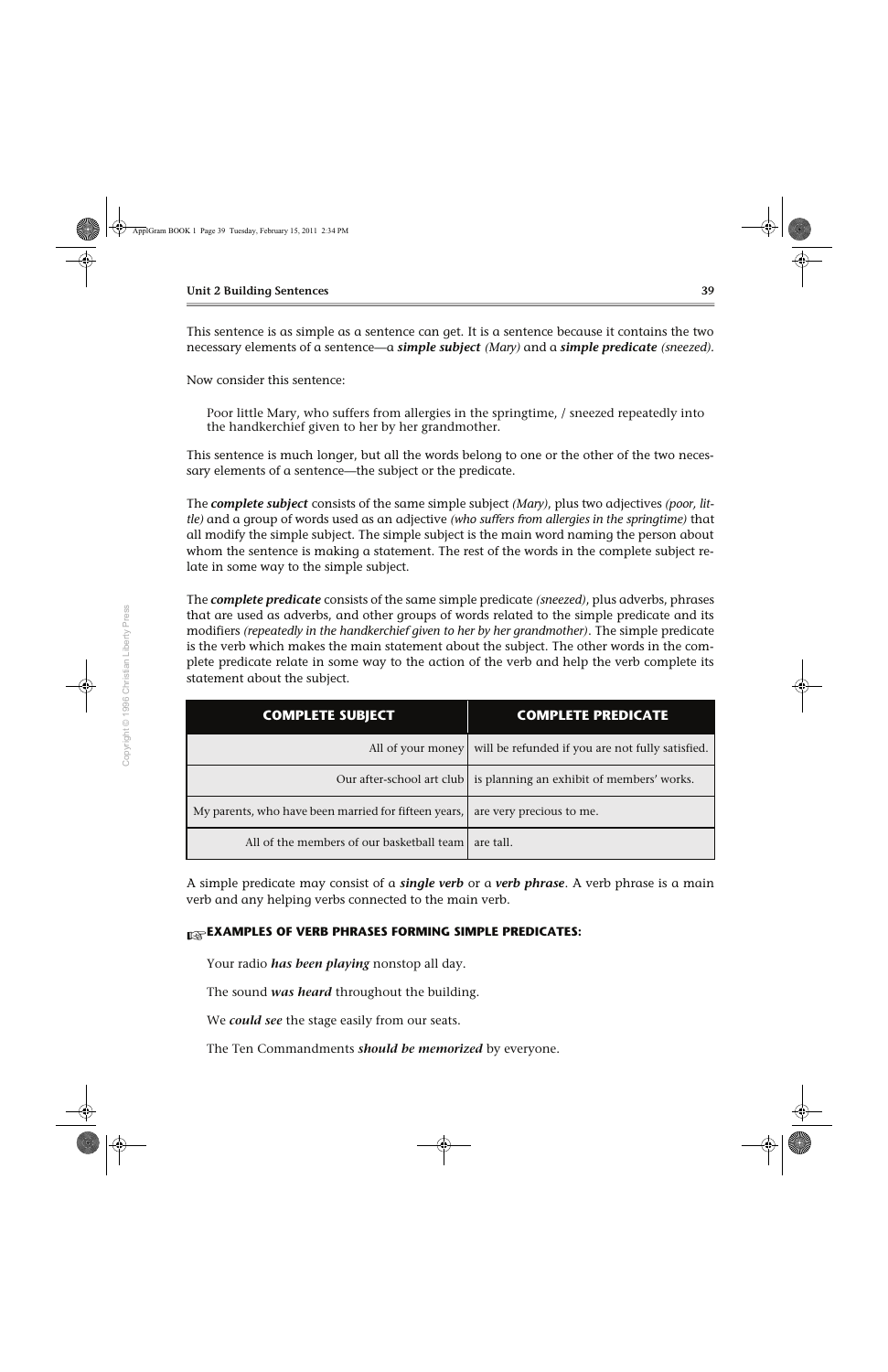This sentence is as simple as a sentence can get. It is a sentence because it contains the two necessary elements of a sentence—a ***simple subject*** *(Mary)* and a ***simple predicate*** *(sneezed)*.

Now consider this sentence:

> Poor little Mary, who suffers from allergies in the springtime, / sneezed repeatedly into the handkerchief given to her by her grandmother.

This sentence is much longer, but all the words belong to one or the other of the two necessary elements of a sentence—the subject or the predicate.

The ***complete subject*** consists of the same simple subject *(Mary)*, plus two adjectives *(poor, little)* and a group of words used as an adjective *(who suffers from allergies in the springtime)* that all modify the simple subject. The simple subject is the main word naming the person about whom the sentence is making a statement. The rest of the words in the complete subject relate in some way to the simple subject.

The ***complete predicate*** consists of the same simple predicate *(sneezed)*, plus adverbs, phrases that are used as adverbs, and other groups of words related to the simple predicate and its modifiers *(repeatedly in the handkerchief given to her by her grandmother)*. The simple predicate is the verb which makes the main statement about the subject. The other words in the complete predicate relate in some way to the action of the verb and help the verb complete its statement about the subject.

| COMPLETE SUBJECT | COMPLETE PREDICATE |
| ---: | --- |
| All of your money | will be refunded if you are not fully satisfied. |
| Our after-school art club | is planning an exhibit of members' works. |
| My parents, who have been married for fifteen years, | are very precious to me. |
| All of the members of our basketball team | are tall. |

A simple predicate may consist of a ***single verb*** or a ***verb phrase***. A verb phrase is a main verb and any helping verbs connected to the main verb.

**☞EXAMPLES OF VERB PHRASES FORMING SIMPLE PREDICATES:**

Your radio ***has been playing*** nonstop all day.

The sound ***was heard*** throughout the building.

We ***could see*** the stage easily from our seats.

The Ten Commandments ***should be memorized*** by everyone.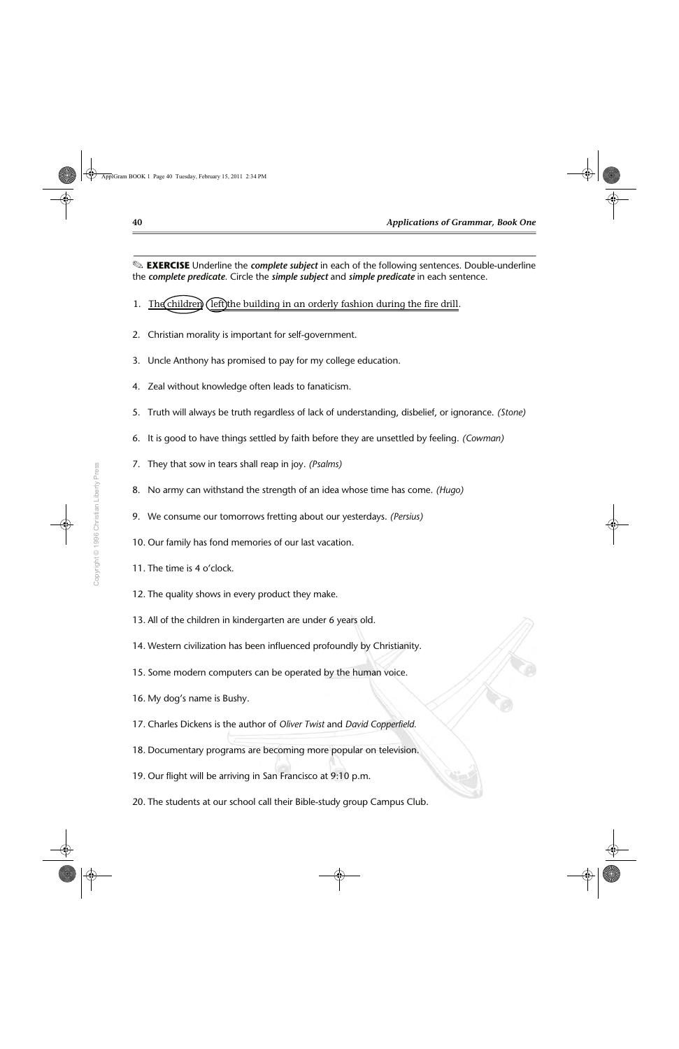✎ **EXERCISE** Underline the ***complete subject*** in each of the following sentences. Double-underline the ***complete predicate***. Circle the ***simple subject*** and ***simple predicate*** in each sentence.

1. The children left the building in an orderly fashion during the fire drill.
2. Christian morality is important for self-government.
3. Uncle Anthony has promised to pay for my college education.
4. Zeal without knowledge often leads to fanaticism.
5. Truth will always be truth regardless of lack of understanding, disbelief, or ignorance. *(Stone)*
6. It is good to have things settled by faith before they are unsettled by feeling. *(Cowman)*
7. They that sow in tears shall reap in joy. *(Psalms)*
8. No army can withstand the strength of an idea whose time has come. *(Hugo)*
9. We consume our tomorrows fretting about our yesterdays. *(Persius)*
10. Our family has fond memories of our last vacation.
11. The time is 4 o'clock.
12. The quality shows in every product they make.
13. All of the children in kindergarten are under 6 years old.
14. Western civilization has been influenced profoundly by Christianity.
15. Some modern computers can be operated by the human voice.
16. My dog's name is Bushy.
17. Charles Dickens is the author of *Oliver Twist* and *David Copperfield.*
18. Documentary programs are becoming more popular on television.
19. Our flight will be arriving in San Francisco at 9:10 p.m.
20. The students at our school call their Bible-study group Campus Club.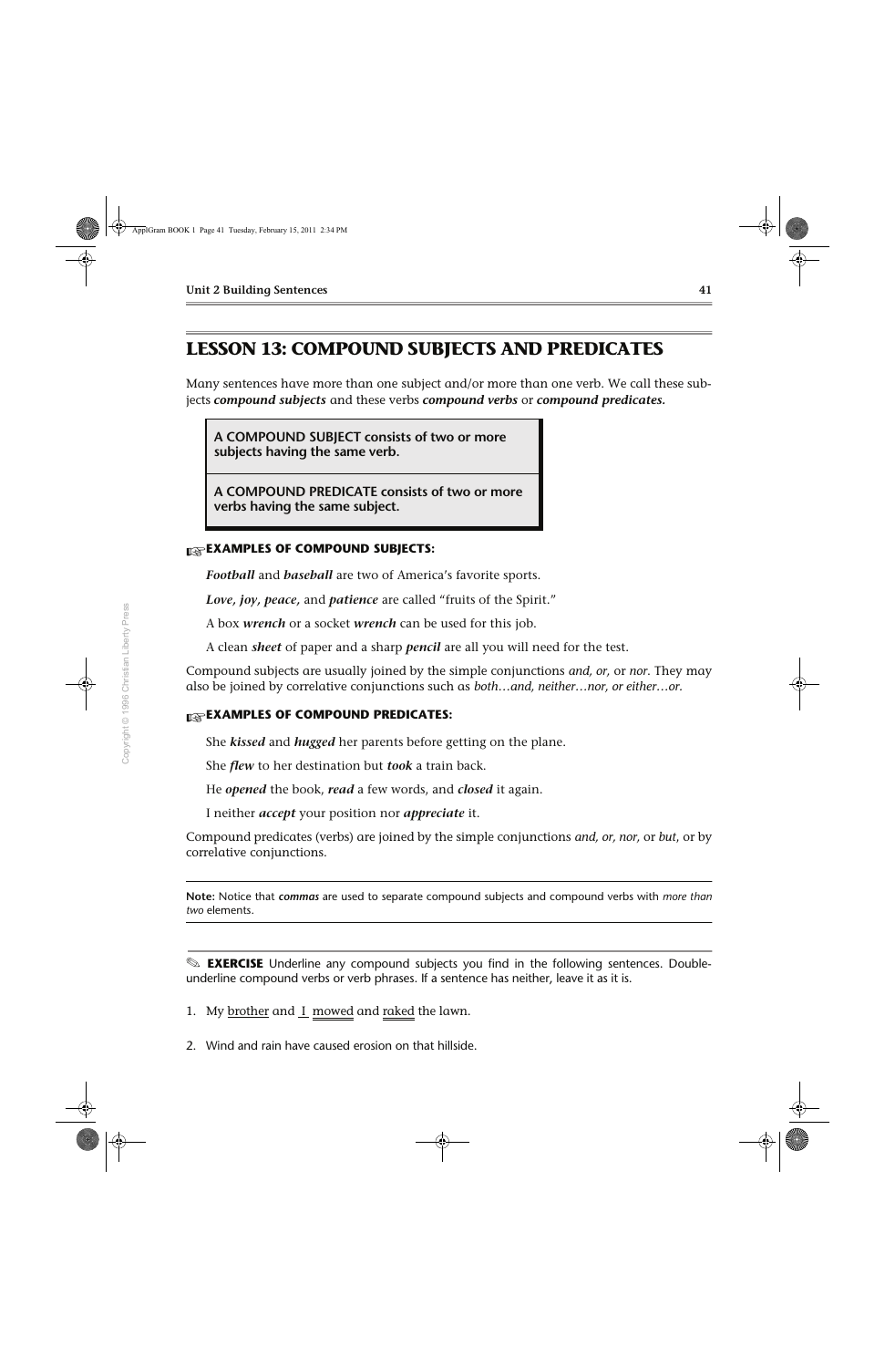# LESSON 13: COMPOUND SUBJECTS AND PREDICATES

Many sentences have more than one subject and/or more than one verb. We call these subjects ***compound subjects*** and these verbs ***compound verbs*** or ***compound predicates.***

> **A COMPOUND SUBJECT consists of two or more subjects having the same verb.**
>
> **A COMPOUND PREDICATE consists of two or more verbs having the same subject.**

☞**EXAMPLES OF COMPOUND SUBJECTS:**

***Football*** and ***baseball*** are two of America's favorite sports.

***Love, joy, peace,*** and ***patience*** are called "fruits of the Spirit."

A box ***wrench*** or a socket ***wrench*** can be used for this job.

A clean ***sheet*** of paper and a sharp ***pencil*** are all you will need for the test.

Compound subjects are usually joined by the simple conjunctions *and, or,* or *nor.* They may also be joined by correlative conjunctions such as *both…and, neither…nor, or either…or.*

☞**EXAMPLES OF COMPOUND PREDICATES:**

She ***kissed*** and ***hugged*** her parents before getting on the plane.

She ***flew*** to her destination but ***took*** a train back.

He ***opened*** the book, ***read*** a few words, and ***closed*** it again.

I neither ***accept*** your position nor ***appreciate*** it.

Compound predicates (verbs) are joined by the simple conjunctions *and, or, nor,* or *but*, or by correlative conjunctions.

---

**Note:** Notice that ***commas*** are used to separate compound subjects and compound verbs with *more than two* elements.

---

✎ **EXERCISE** Underline any compound subjects you find in the following sentences. Double-underline compound verbs or verb phrases. If a sentence has neither, leave it as it is.

1. My brother and I mowed and raked the lawn.

2. Wind and rain have caused erosion on that hillside.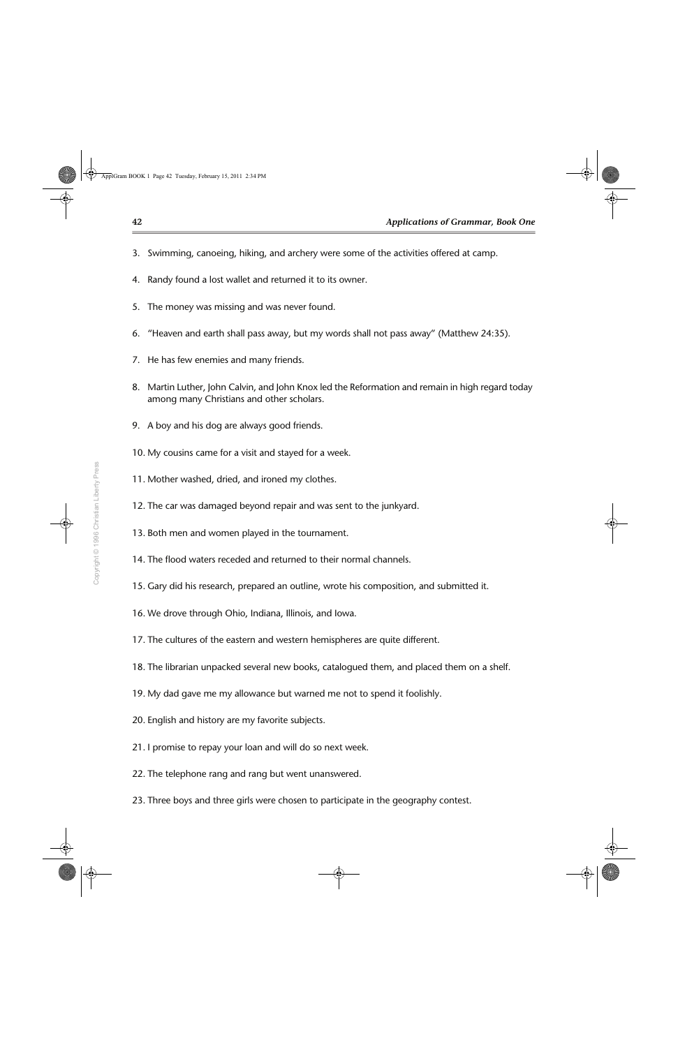3. Swimming, canoeing, hiking, and archery were some of the activities offered at camp.

4. Randy found a lost wallet and returned it to its owner.

5. The money was missing and was never found.

6. "Heaven and earth shall pass away, but my words shall not pass away" (Matthew 24:35).

7. He has few enemies and many friends.

8. Martin Luther, John Calvin, and John Knox led the Reformation and remain in high regard today among many Christians and other scholars.

9. A boy and his dog are always good friends.

10. My cousins came for a visit and stayed for a week.

11. Mother washed, dried, and ironed my clothes.

12. The car was damaged beyond repair and was sent to the junkyard.

13. Both men and women played in the tournament.

14. The flood waters receded and returned to their normal channels.

15. Gary did his research, prepared an outline, wrote his composition, and submitted it.

16. We drove through Ohio, Indiana, Illinois, and Iowa.

17. The cultures of the eastern and western hemispheres are quite different.

18. The librarian unpacked several new books, catalogued them, and placed them on a shelf.

19. My dad gave me my allowance but warned me not to spend it foolishly.

20. English and history are my favorite subjects.

21. I promise to repay your loan and will do so next week.

22. The telephone rang and rang but went unanswered.

23. Three boys and three girls were chosen to participate in the geography contest.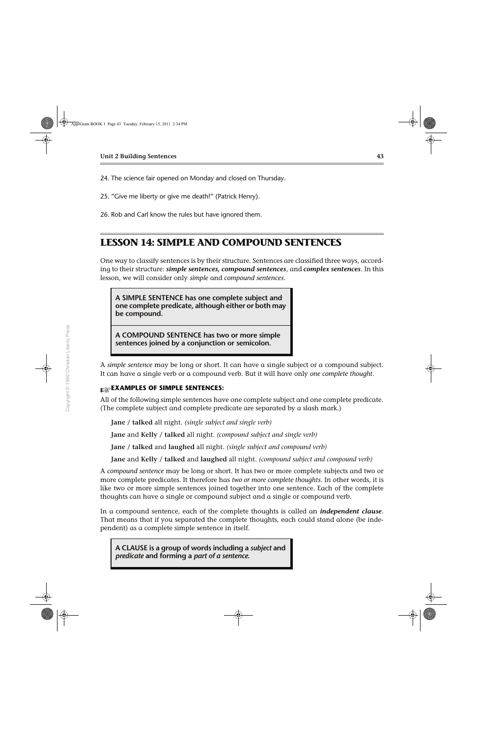24. The science fair opened on Monday and closed on Thursday.

25. “Give me liberty or give me death!” (Patrick Henry).

26. Rob and Carl know the rules but have ignored them.

## LESSON 14: SIMPLE AND COMPOUND SENTENCES

One way to classify sentences is by their structure. Sentences are classified three ways, according to their structure: ***simple sentences, compound sentences***, and ***complex sentences***. In this lesson, we will consider only *simple* and *compound sentences*.

> **A SIMPLE SENTENCE has one complete subject and one complete predicate, although either or both may be compound.**
>
> **A COMPOUND SENTENCE has two or more simple sentences joined by a conjunction or semicolon.**

A *simple sentence* may be long or short. It can have a single subject or a compound subject. It can have a single verb or a compound verb. But it will have only *one complete thought*.

☞**EXAMPLES OF SIMPLE SENTENCES:**

All of the following simple sentences have one complete subject and one complete predicate. (The complete subject and complete predicate are separated by a slash mark.)

**Jane** / **talked** all night. *(single subject and single verb)*

**Jane** and **Kelly** / **talked** all night. *(compound subject and single verb)*

**Jane** / **talked** and **laughed** all night. *(single subject and compound verb)*

**Jane** and **Kelly** / **talked** and **laughed** all night. *(compound subject and compound verb)*

A *compound sentence* may be long or short. It has two or more complete subjects and two or more complete predicates. It therefore has *two or more complete thoughts*. In other words, it is like two or more simple sentences joined together into one sentence. Each of the complete thoughts can have a single or compound subject and a single or compound verb.

In a compound sentence, each of the complete thoughts is called an ***independent clause***. That means that if you separated the complete thoughts, each could stand alone (be independent) as a complete simple sentence in itself.

> **A CLAUSE is a group of words including a *subject* and *predicate* and forming a *part of a sentence*.**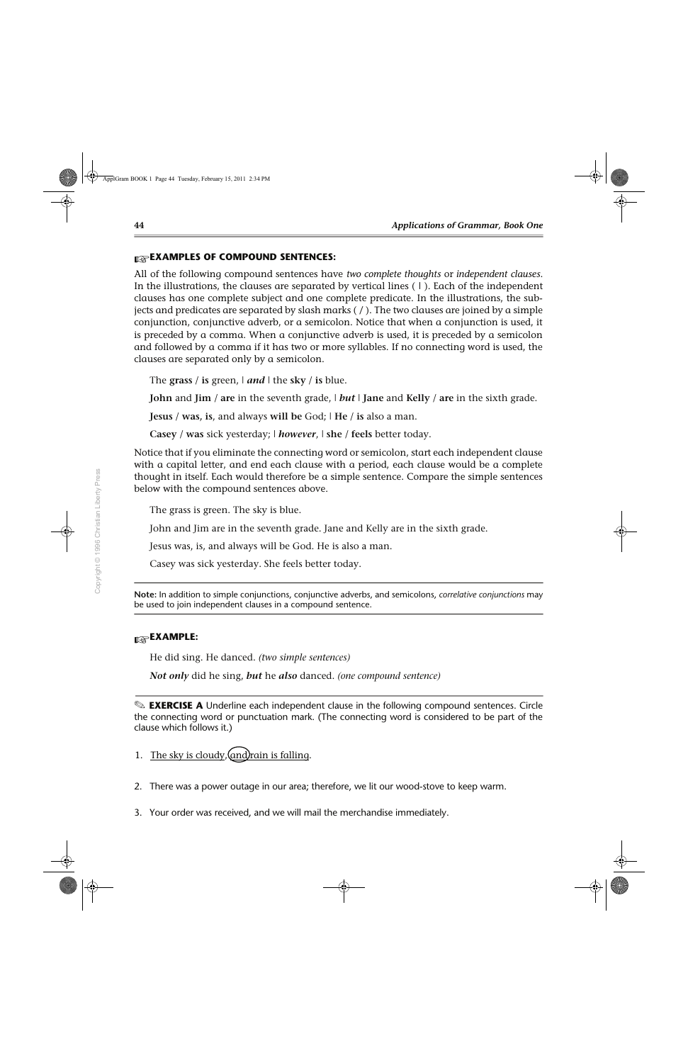## ☞EXAMPLES OF COMPOUND SENTENCES:

All of the following compound sentences have *two complete thoughts* or *independent clauses*. In the illustrations, the clauses are separated by vertical lines ( | ). Each of the independent clauses has one complete subject and one complete predicate. In the illustrations, the subjects and predicates are separated by slash marks ( / ). The two clauses are joined by a simple conjunction, conjunctive adverb, or a semicolon. Notice that when a conjunction is used, it is preceded by a comma. When a conjunctive adverb is used, it is preceded by a semicolon and followed by a comma if it has two or more syllables. If no connecting word is used, the clauses are separated only by a semicolon.

The **grass** / **is** green, | ***and*** | the **sky** / **is** blue.

**John** and **Jim** / **are** in the seventh grade, | ***but*** | **Jane** and **Kelly** / **are** in the sixth grade.

**Jesus** / **was**, **is**, and always **will be** God; | **He** / **is** also a man.

**Casey** / **was** sick yesterday; | ***however***, | **she** / **feels** better today.

Notice that if you eliminate the connecting word or semicolon, start each independent clause with a capital letter, and end each clause with a period, each clause would be a complete thought in itself. Each would therefore be a simple sentence. Compare the simple sentences below with the compound sentences above.

The grass is green. The sky is blue.

John and Jim are in the seventh grade. Jane and Kelly are in the sixth grade.

Jesus was, is, and always will be God. He is also a man.

Casey was sick yesterday. She feels better today.

**Note:** In addition to simple conjunctions, conjunctive adverbs, and semicolons, *correlative conjunctions* may be used to join independent clauses in a compound sentence.

## ☞EXAMPLE:

He did sing. He danced. *(two simple sentences)*

***Not only*** did he sing, ***but*** he ***also*** danced. *(one compound sentence)*

✎ **EXERCISE A** Underline each independent clause in the following compound sentences. Circle the connecting word or punctuation mark. (The connecting word is considered to be part of the clause which follows it.)

1. <u>The sky is cloudy</u>, (and) <u>rain is falling</u>.

2. There was a power outage in our area; therefore, we lit our wood-stove to keep warm.

3. Your order was received, and we will mail the merchandise immediately.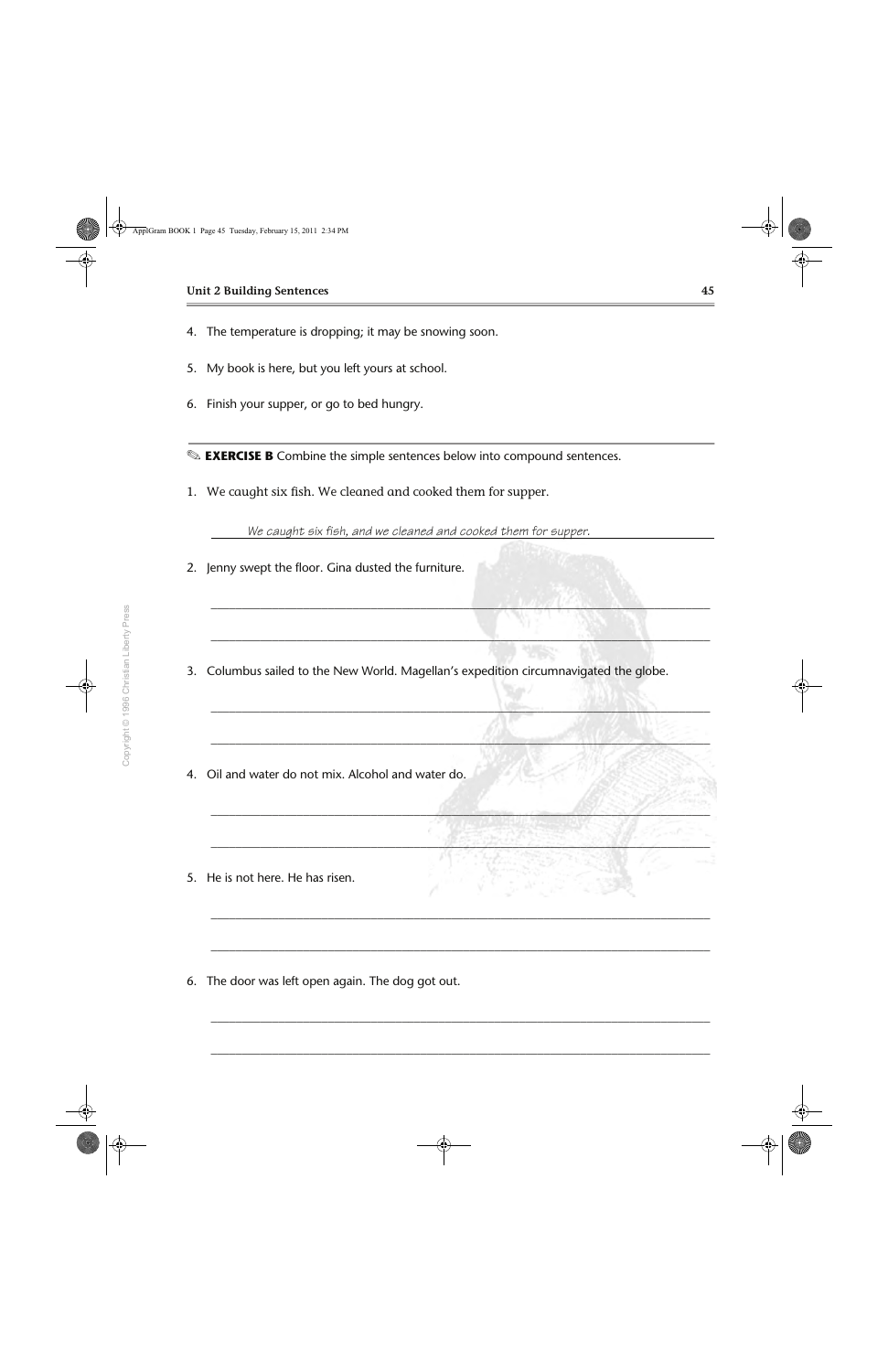4. The temperature is dropping; it may be snowing soon.

5. My book is here, but you left yours at school.

6. Finish your supper, or go to bed hungry.

✎ **EXERCISE B** Combine the simple sentences below into compound sentences.

1. We caught six fish. We cleaned and cooked them for supper.

   *We caught six fish, and we cleaned and cooked them for supper.*

2. Jenny swept the floor. Gina dusted the furniture.

3. Columbus sailed to the New World. Magellan's expedition circumnavigated the globe.

4. Oil and water do not mix. Alcohol and water do.

5. He is not here. He has risen.

6. The door was left open again. The dog got out.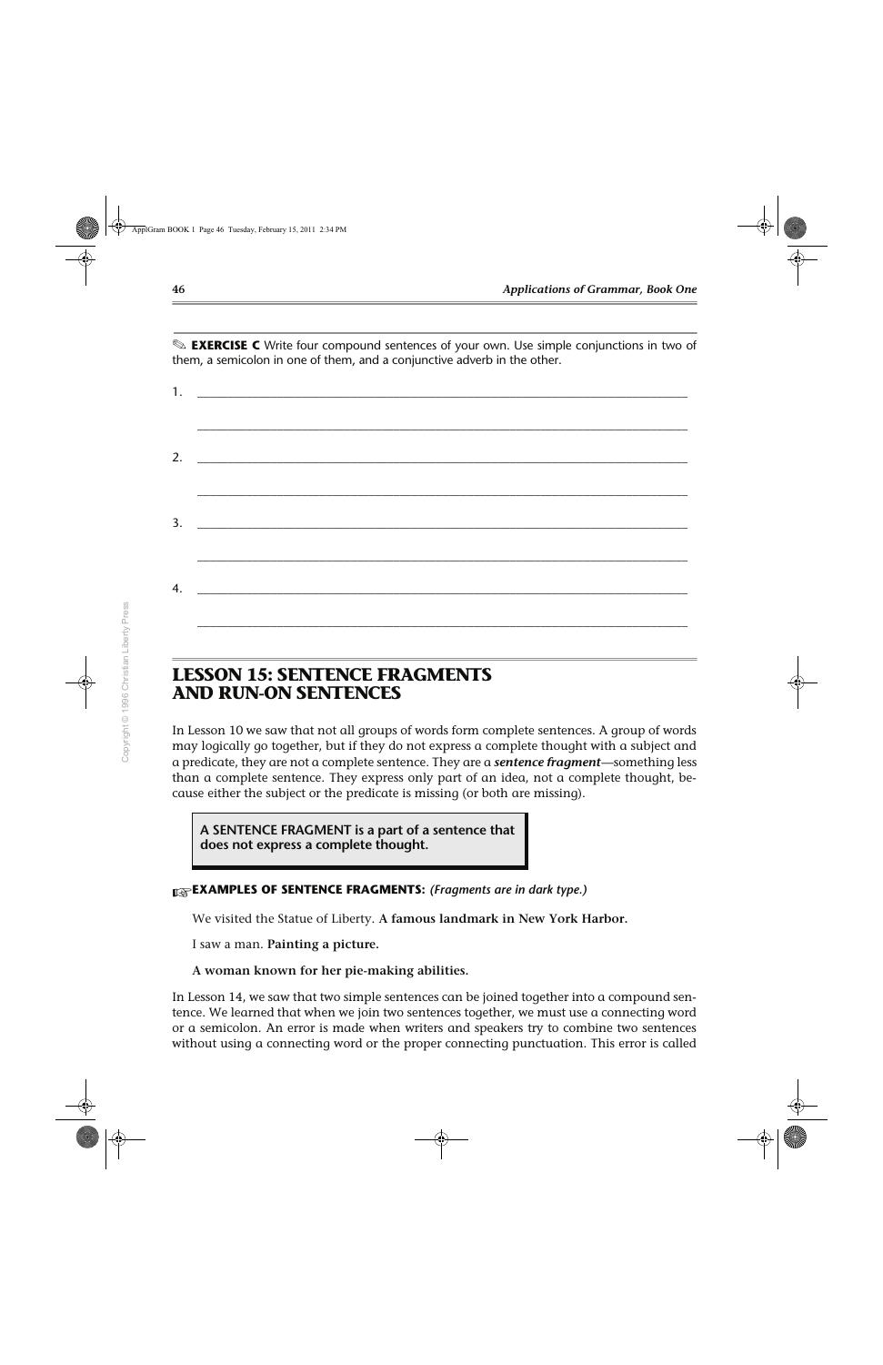✎ **EXERCISE C** Write four compound sentences of your own. Use simple conjunctions in two of them, a semicolon in one of them, and a conjunctive adverb in the other.

1. ______________________________________________________________

   ______________________________________________________________

2. ______________________________________________________________

   ______________________________________________________________

3. ______________________________________________________________

   ______________________________________________________________

4. ______________________________________________________________

   ______________________________________________________________

## LESSON 15: SENTENCE FRAGMENTS AND RUN-ON SENTENCES

In Lesson 10 we saw that not all groups of words form complete sentences. A group of words may logically go together, but if they do not express a complete thought with a subject and a predicate, they are not a complete sentence. They are a ***sentence fragment***—something less than a complete sentence. They express only part of an idea, not a complete thought, because either the subject or the predicate is missing (or both are missing).

> **A SENTENCE FRAGMENT is a part of a sentence that does not express a complete thought.**

☞ **EXAMPLES OF SENTENCE FRAGMENTS:** ***(Fragments are in dark type.)***

We visited the Statue of Liberty. **A famous landmark in New York Harbor.**

I saw a man. **Painting a picture.**

**A woman known for her pie-making abilities.**

In Lesson 14, we saw that two simple sentences can be joined together into a compound sentence. We learned that when we join two sentences together, we must use a connecting word or a semicolon. An error is made when writers and speakers try to combine two sentences without using a connecting word or the proper connecting punctuation. This error is called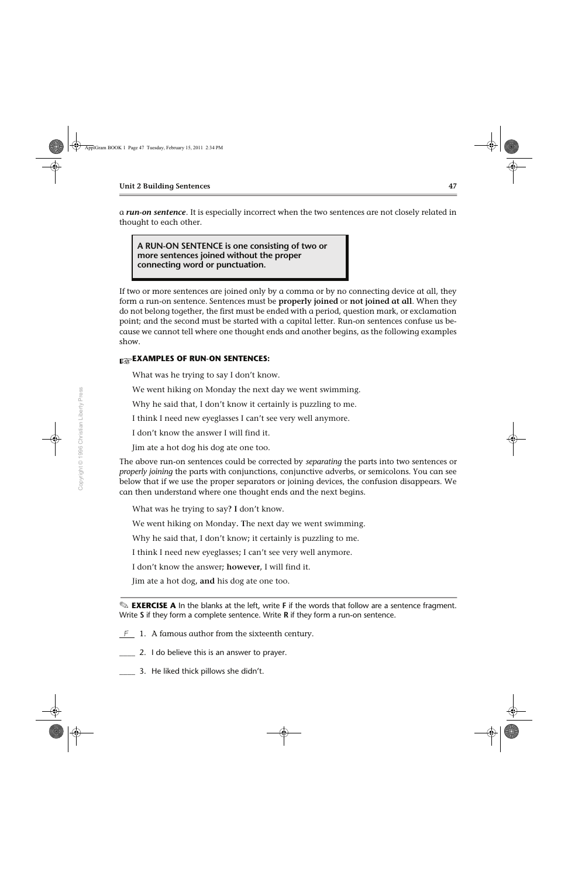a ***run-on sentence***. It is especially incorrect when the two sentences are not closely related in thought to each other.

> **A RUN-ON SENTENCE is one consisting of two or more sentences joined without the proper connecting word or punctuation.**

If two or more sentences are joined only by a comma or by no connecting device at all, they form a run-on sentence. Sentences must be **properly joined** or **not joined at all**. When they do not belong together, the first must be ended with a period, question mark, or exclamation point; and the second must be started with a capital letter. Run-on sentences confuse us because we cannot tell where one thought ends and another begins, as the following examples show.

☞**EXAMPLES OF RUN-ON SENTENCES:**

What was he trying to say I don't know.

We went hiking on Monday the next day we went swimming.

Why he said that, I don't know it certainly is puzzling to me.

I think I need new eyeglasses I can't see very well anymore.

I don't know the answer I will find it.

Jim ate a hot dog his dog ate one too.

The above run-on sentences could be corrected by *separating* the parts into two sentences or *properly joining* the parts with conjunctions, conjunctive adverbs, or semicolons. You can see below that if we use the proper separators or joining devices, the confusion disappears. We can then understand where one thought ends and the next begins.

What was he trying to say**? I** don't know.

We went hiking on Monday**. T**he next day we went swimming.

Why he said that, I don't know**;** it certainly is puzzling to me.

I think I need new eyeglasses**;** I can't see very well anymore.

I don't know the answer**; however,** I will find it.

Jim ate a hot dog**, and** his dog ate one too.

---

✎ **EXERCISE A** In the blanks at the left, write **F** if the words that follow are a sentence fragment. Write **S** if they form a complete sentence. Write **R** if they form a run-on sentence.

_F_ 1. A famous author from the sixteenth century.

____ 2. I do believe this is an answer to prayer.

____ 3. He liked thick pillows she didn't.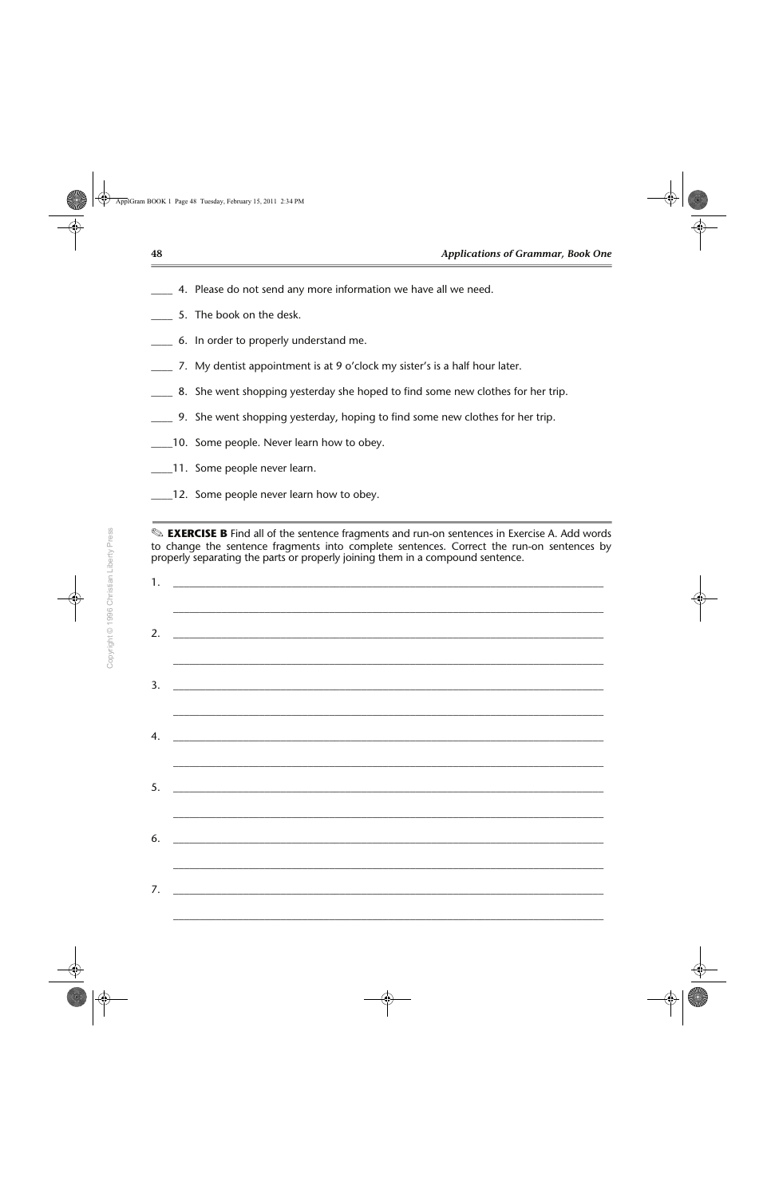____ 4. Please do not send any more information we have all we need.

____ 5. The book on the desk.

____ 6. In order to properly understand me.

____ 7. My dentist appointment is at 9 o'clock my sister's is a half hour later.

____ 8. She went shopping yesterday she hoped to find some new clothes for her trip.

____ 9. She went shopping yesterday, hoping to find some new clothes for her trip.

____10. Some people. Never learn how to obey.

____11. Some people never learn.

____12. Some people never learn how to obey.

✎ **EXERCISE B** Find all of the sentence fragments and run-on sentences in Exercise A. Add words to change the sentence fragments into complete sentences. Correct the run-on sentences by properly separating the parts or properly joining them in a compound sentence.

1. ______________________________________________________________________________

______________________________________________________________________________

2. ______________________________________________________________________________

______________________________________________________________________________

3. ______________________________________________________________________________

______________________________________________________________________________

4. ______________________________________________________________________________

______________________________________________________________________________

5. ______________________________________________________________________________

______________________________________________________________________________

6. ______________________________________________________________________________

______________________________________________________________________________

7. ______________________________________________________________________________

______________________________________________________________________________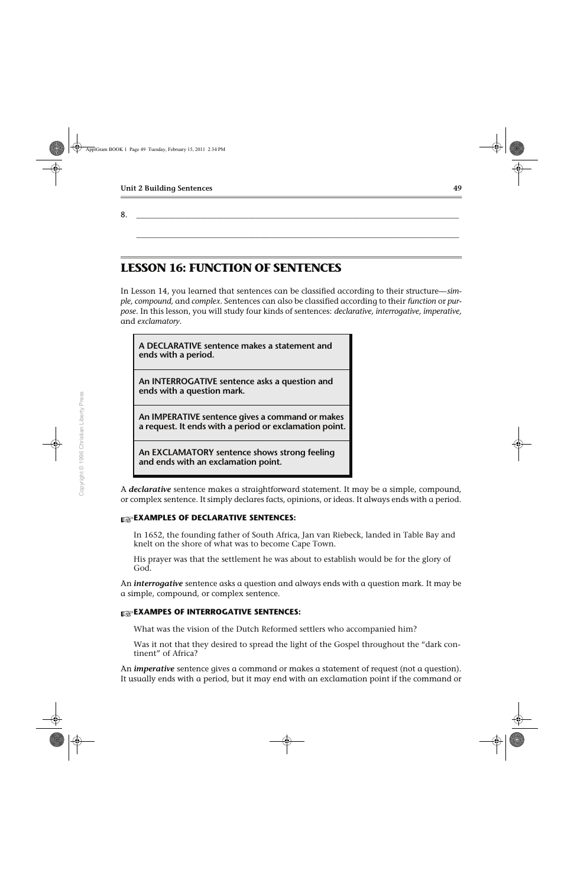8. ______________________________________________________________________________

______________________________________________________________________________

# LESSON 16: FUNCTION OF SENTENCES

In Lesson 14, you learned that sentences can be classified according to their structure—*simple, compound,* and *complex*. Sentences can also be classified according to their *function* or *purpose*. In this lesson, you will study four kinds of sentences: *declarative, interrogative, imperative,* and *exclamatory*.

**A DECLARATIVE sentence makes a statement and ends with a period.**

**An INTERROGATIVE sentence asks a question and ends with a question mark.**

**An IMPERATIVE sentence gives a command or makes a request. It ends with a period or exclamation point.**

**An EXCLAMATORY sentence shows strong feeling and ends with an exclamation point.**

A ***declarative*** sentence makes a straightforward statement. It may be a simple, compound, or complex sentence. It simply declares facts, opinions, or ideas. It always ends with a period.

**☞EXAMPLES OF DECLARATIVE SENTENCES:**

In 1652, the founding father of South Africa, Jan van Riebeck, landed in Table Bay and knelt on the shore of what was to become Cape Town.

His prayer was that the settlement he was about to establish would be for the glory of God.

An ***interrogative*** sentence asks a question and always ends with a question mark. It may be a simple, compound, or complex sentence.

**☞EXAMPES OF INTERROGATIVE SENTENCES:**

What was the vision of the Dutch Reformed settlers who accompanied him?

Was it not that they desired to spread the light of the Gospel throughout the "dark continent" of Africa?

An ***imperative*** sentence gives a command or makes a statement of request (not a question). It usually ends with a period, but it may end with an exclamation point if the command or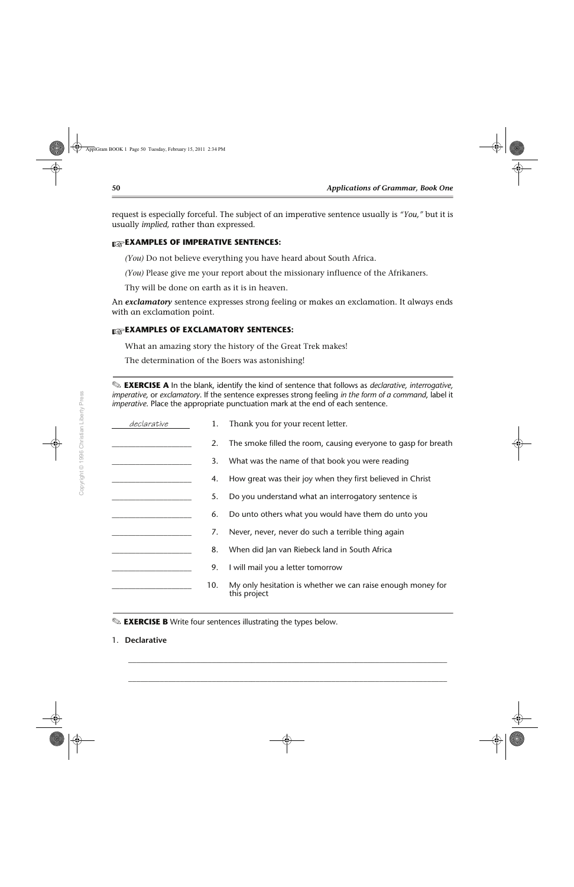request is especially forceful. The subject of an imperative sentence usually is *"You,"* but it is usually *implied,* rather than expressed.

☞ **EXAMPLES OF IMPERATIVE SENTENCES:**

*(You)* Do not believe everything you have heard about South Africa.

*(You)* Please give me your report about the missionary influence of the Afrikaners.

Thy will be done on earth as it is in heaven.

An ***exclamatory*** sentence expresses strong feeling or makes an exclamation. It always ends with an exclamation point.

☞ **EXAMPLES OF EXCLAMATORY SENTENCES:**

What an amazing story the history of the Great Trek makes!

The determination of the Boers was astonishing!

✎ **EXERCISE A** In the blank, identify the kind of sentence that follows as *declarative, interrogative, imperative,* or *exclamatory*. If the sentence expresses strong feeling *in the form of a command*, label it *imperative.* Place the appropriate punctuation mark at the end of each sentence.

*declarative* 1. Thank you for your recent letter.

____________ 2. The smoke filled the room, causing everyone to gasp for breath

____________ 3. What was the name of that book you were reading

____________ 4. How great was their joy when they first believed in Christ

____________ 5. Do you understand what an interrogatory sentence is

____________ 6. Do unto others what you would have them do unto you

____________ 7. Never, never, never do such a terrible thing again

____________ 8. When did Jan van Riebeck land in South Africa

____________ 9. I will mail you a letter tomorrow

____________ 10. My only hesitation is whether we can raise enough money for this project

✎ **EXERCISE B** Write four sentences illustrating the types below.

1. **Declarative**

________________________________________________________________________

________________________________________________________________________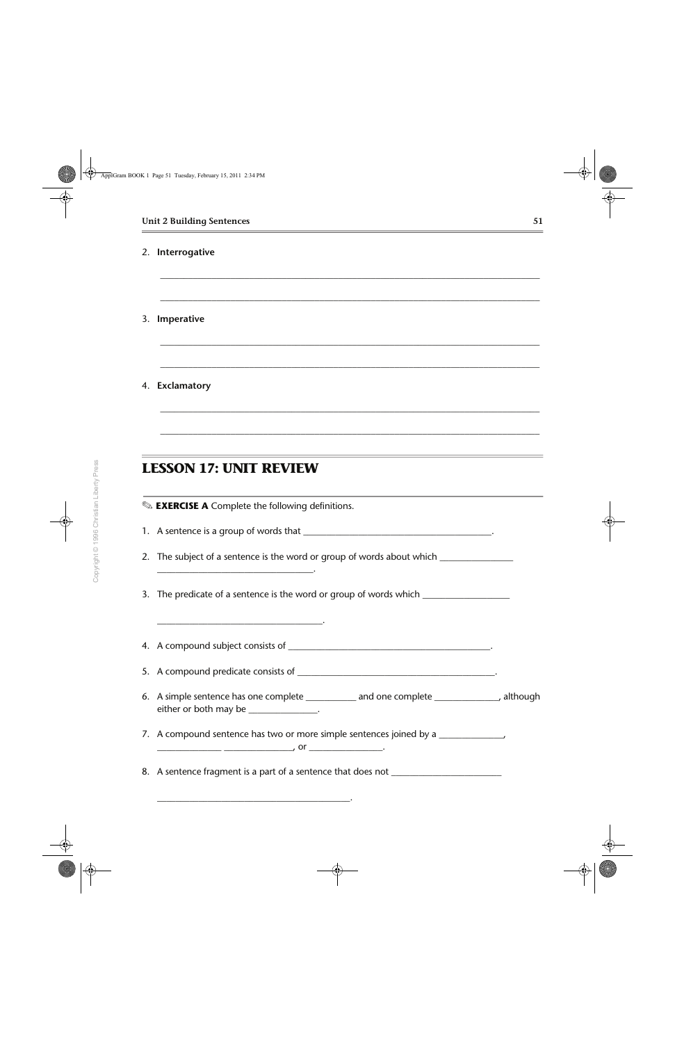2. **Interrogative**

_______________________________________________________________________________

_______________________________________________________________________________

3. **Imperative**

_______________________________________________________________________________

_______________________________________________________________________________

4. **Exclamatory**

_______________________________________________________________________________

_______________________________________________________________________________

## LESSON 17: UNIT REVIEW

✎ **EXERCISE A** Complete the following definitions.

1. A sentence is a group of words that ________________________________________.

2. The subject of a sentence is the word or group of words about which ________________ __________________________________.

3. The predicate of a sentence is the word or group of words which ___________________

   ___________________________________.

4. A compound subject consists of ___________________________________________.

5. A compound predicate consists of __________________________________________.

6. A simple sentence has one complete ___________ and one complete ______________, although either or both may be _______________.

7. A compound sentence has two or more simple sentences joined by a ______________, ______________ _______________, or ________________.

8. A sentence fragment is a part of a sentence that does not ________________________

   _________________________________________.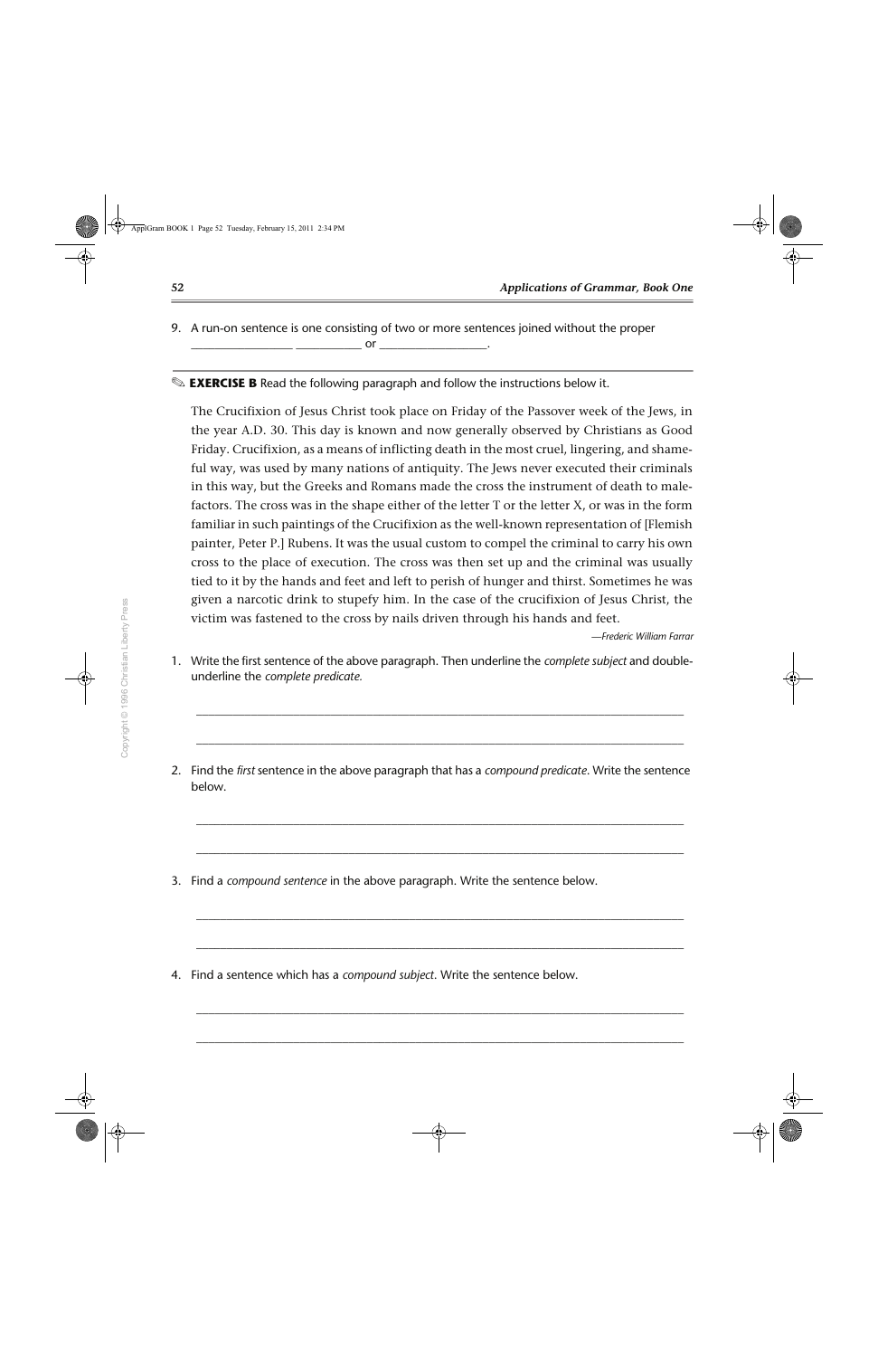9. A run-on sentence is one consisting of two or more sentences joined without the proper _________________ ___________ or __________________.

---

✎ **EXERCISE B** Read the following paragraph and follow the instructions below it.

The Crucifixion of Jesus Christ took place on Friday of the Passover week of the Jews, in the year A.D. 30. This day is known and now generally observed by Christians as Good Friday. Crucifixion, as a means of inflicting death in the most cruel, lingering, and shameful way, was used by many nations of antiquity. The Jews never executed their criminals in this way, but the Greeks and Romans made the cross the instrument of death to malefactors. The cross was in the shape either of the letter T or the letter X, or was in the form familiar in such paintings of the Crucifixion as the well-known representation of [Flemish painter, Peter P.] Rubens. It was the usual custom to compel the criminal to carry his own cross to the place of execution. The cross was then set up and the criminal was usually tied to it by the hands and feet and left to perish of hunger and thirst. Sometimes he was given a narcotic drink to stupefy him. In the case of the crucifixion of Jesus Christ, the victim was fastened to the cross by nails driven through his hands and feet.

*—Frederic William Farrar*

1. Write the first sentence of the above paragraph. Then underline the *complete subject* and double-underline the *complete predicate.*

_______________________________________________________________________________

_______________________________________________________________________________

2. Find the *first* sentence in the above paragraph that has a *compound predicate*. Write the sentence below.

_______________________________________________________________________________

_______________________________________________________________________________

3. Find a *compound sentence* in the above paragraph. Write the sentence below.

_______________________________________________________________________________

_______________________________________________________________________________

4. Find a sentence which has a *compound subject*. Write the sentence below.

_______________________________________________________________________________

_______________________________________________________________________________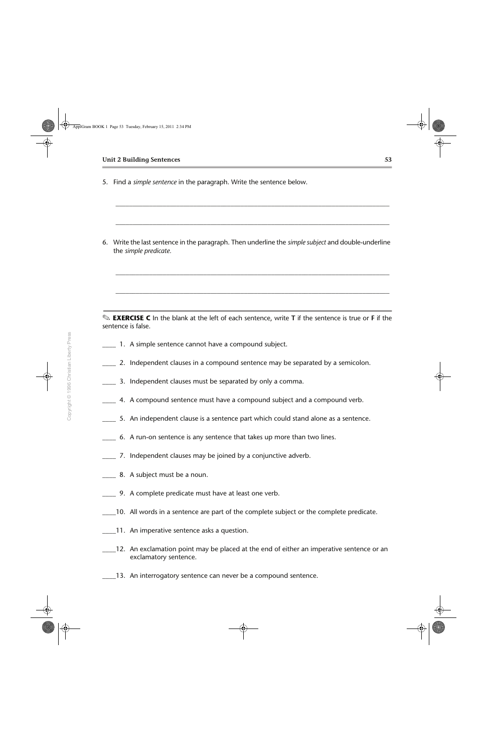5. Find a *simple sentence* in the paragraph. Write the sentence below.

_______________________________________________________________________________

_______________________________________________________________________________

6. Write the last sentence in the paragraph. Then underline the *simple subject* and double-underline the *simple predicate*.

_______________________________________________________________________________

_______________________________________________________________________________

---

✎ **EXERCISE C** In the blank at the left of each sentence, write **T** if the sentence is true or **F** if the sentence is false.

____ 1. A simple sentence cannot have a compound subject.

____ 2. Independent clauses in a compound sentence may be separated by a semicolon.

____ 3. Independent clauses must be separated by only a comma.

____ 4. A compound sentence must have a compound subject and a compound verb.

____ 5. An independent clause is a sentence part which could stand alone as a sentence.

____ 6. A run-on sentence is any sentence that takes up more than two lines.

____ 7. Independent clauses may be joined by a conjunctive adverb.

____ 8. A subject must be a noun.

____ 9. A complete predicate must have at least one verb.

____10. All words in a sentence are part of the complete subject or the complete predicate.

____11. An imperative sentence asks a question.

____12. An exclamation point may be placed at the end of either an imperative sentence or an exclamatory sentence.

____13. An interrogatory sentence can never be a compound sentence.